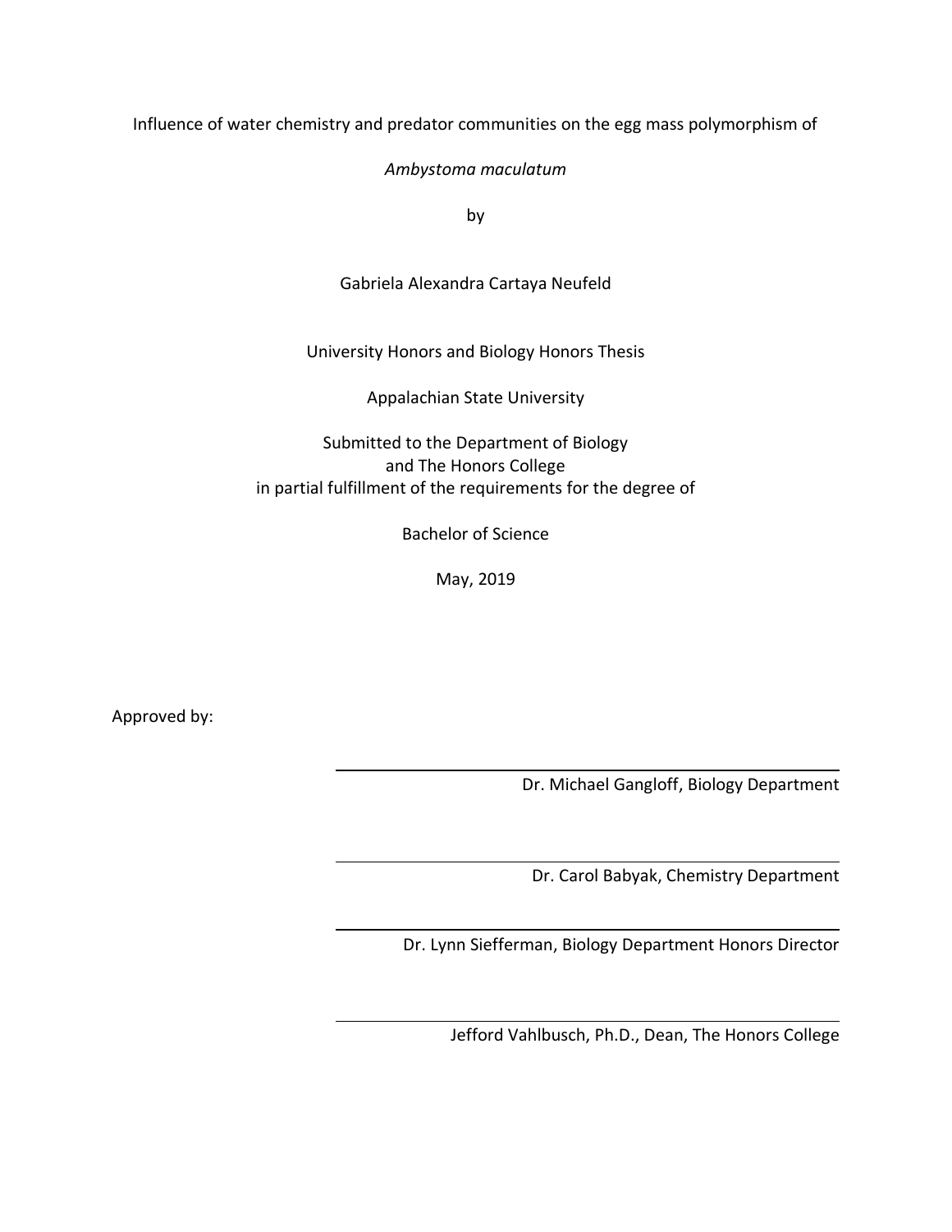Influence of water chemistry and predator communities on the egg mass polymorphism of

*Ambystoma maculatum*

by

Gabriela Alexandra Cartaya Neufeld

University Honors and Biology Honors Thesis

Appalachian State University

Submitted to the Department of Biology
and The Honors College
in partial fulfillment of the requirements for the degree of

Bachelor of Science

May, 2019

Approved by:

Dr. Michael Gangloff, Biology Department

Dr. Carol Babyak, Chemistry Department

Dr. Lynn Siefferman, Biology Department Honors Director

Jefford Vahlbusch, Ph.D., Dean, The Honors College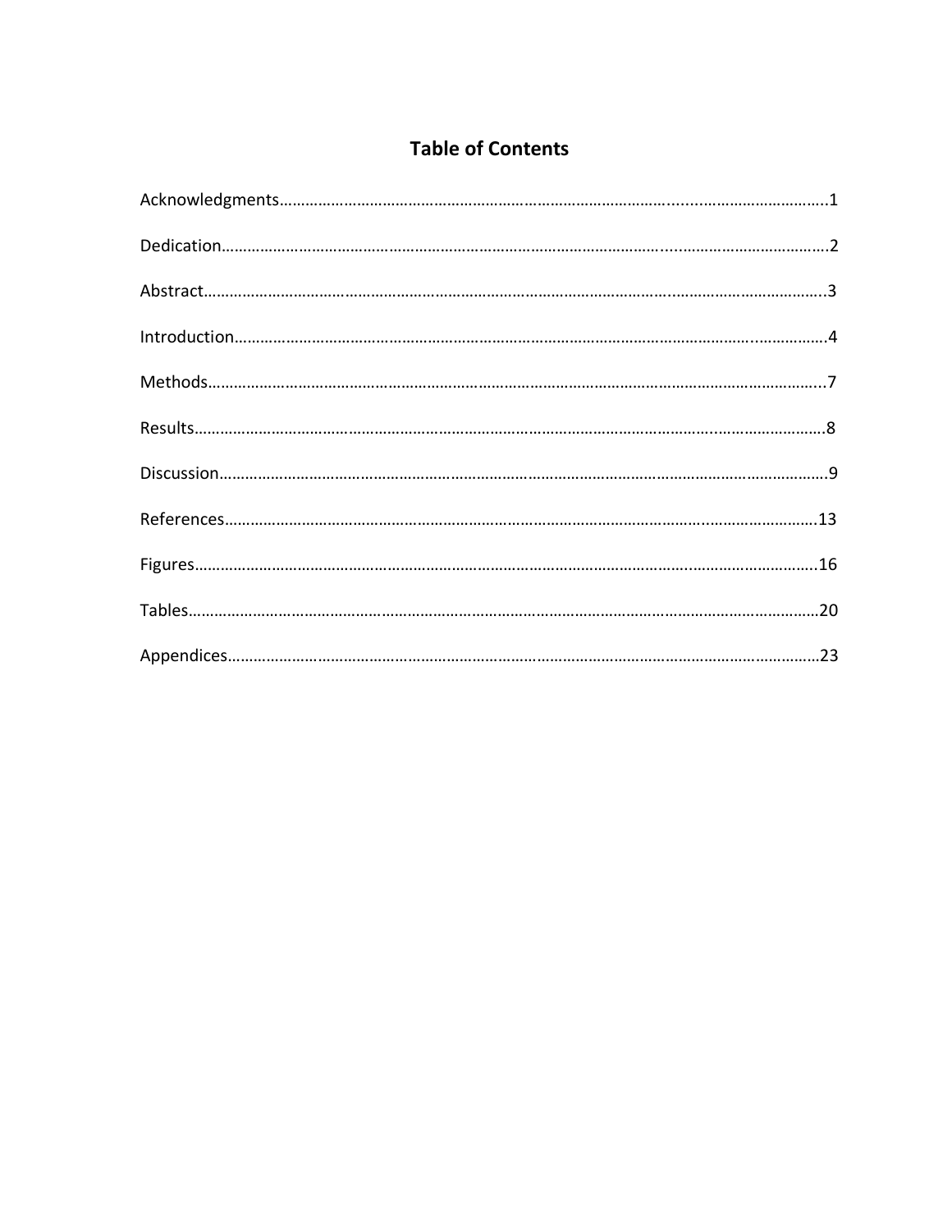# Table of Contents

Acknowledgments……………………………………………………………………………………………1

Dedication………………………………………………………………………………………………2

Abstract……………………………………………………………………………………………………3

Introduction………………………………………………………………………………………………4

Methods……………………………………………………………………………………………………7

Results……………………………………………………………………………………………………8

Discussion…………………………………………………………………………………………………9

References………………………………………………………………………………………………13

Figures……………………………………………………………………………………………………16

Tables……………………………………………………………………………………………………20

Appendices………………………………………………………………………………………………23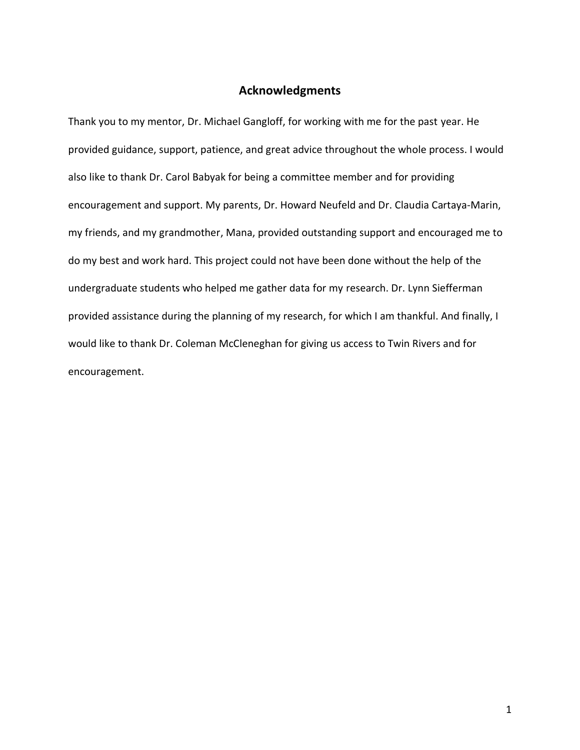# Acknowledgments

Thank you to my mentor, Dr. Michael Gangloff, for working with me for the past year. He provided guidance, support, patience, and great advice throughout the whole process. I would also like to thank Dr. Carol Babyak for being a committee member and for providing encouragement and support. My parents, Dr. Howard Neufeld and Dr. Claudia Cartaya-Marin, my friends, and my grandmother, Mana, provided outstanding support and encouraged me to do my best and work hard. This project could not have been done without the help of the undergraduate students who helped me gather data for my research. Dr. Lynn Siefferman provided assistance during the planning of my research, for which I am thankful. And finally, I would like to thank Dr. Coleman McCleneghan for giving us access to Twin Rivers and for encouragement.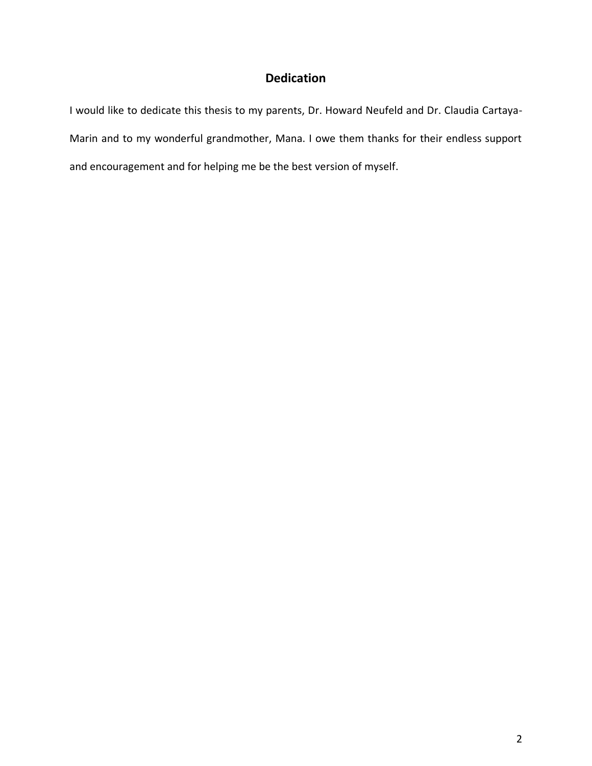## Dedication

I would like to dedicate this thesis to my parents, Dr. Howard Neufeld and Dr. Claudia Cartaya-Marin and to my wonderful grandmother, Mana. I owe them thanks for their endless support and encouragement and for helping me be the best version of myself.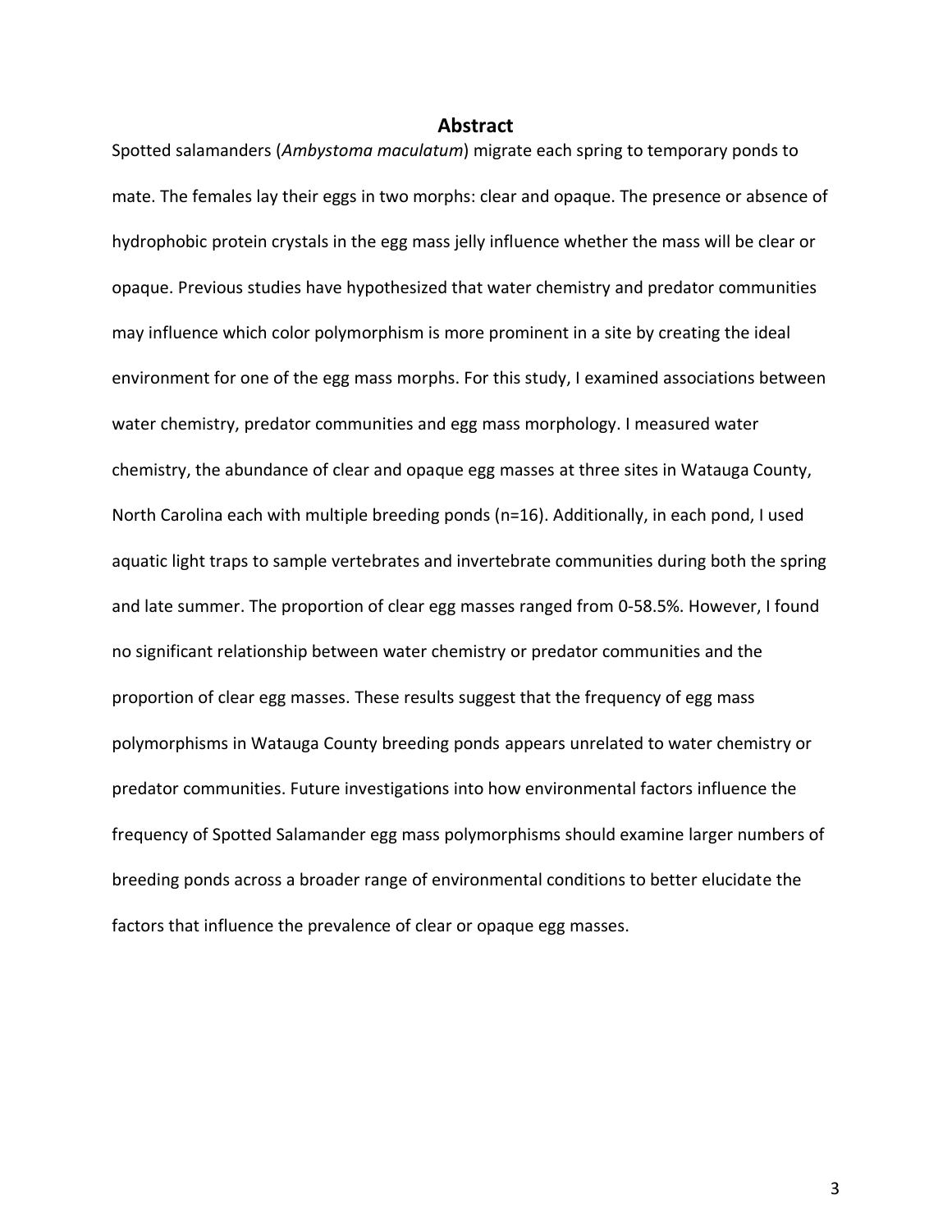## Abstract

Spotted salamanders (*Ambystoma maculatum*) migrate each spring to temporary ponds to mate. The females lay their eggs in two morphs: clear and opaque. The presence or absence of hydrophobic protein crystals in the egg mass jelly influence whether the mass will be clear or opaque. Previous studies have hypothesized that water chemistry and predator communities may influence which color polymorphism is more prominent in a site by creating the ideal environment for one of the egg mass morphs. For this study, I examined associations between water chemistry, predator communities and egg mass morphology. I measured water chemistry, the abundance of clear and opaque egg masses at three sites in Watauga County, North Carolina each with multiple breeding ponds (n=16). Additionally, in each pond, I used aquatic light traps to sample vertebrates and invertebrate communities during both the spring and late summer. The proportion of clear egg masses ranged from 0-58.5%. However, I found no significant relationship between water chemistry or predator communities and the proportion of clear egg masses. These results suggest that the frequency of egg mass polymorphisms in Watauga County breeding ponds appears unrelated to water chemistry or predator communities. Future investigations into how environmental factors influence the frequency of Spotted Salamander egg mass polymorphisms should examine larger numbers of breeding ponds across a broader range of environmental conditions to better elucidate the factors that influence the prevalence of clear or opaque egg masses.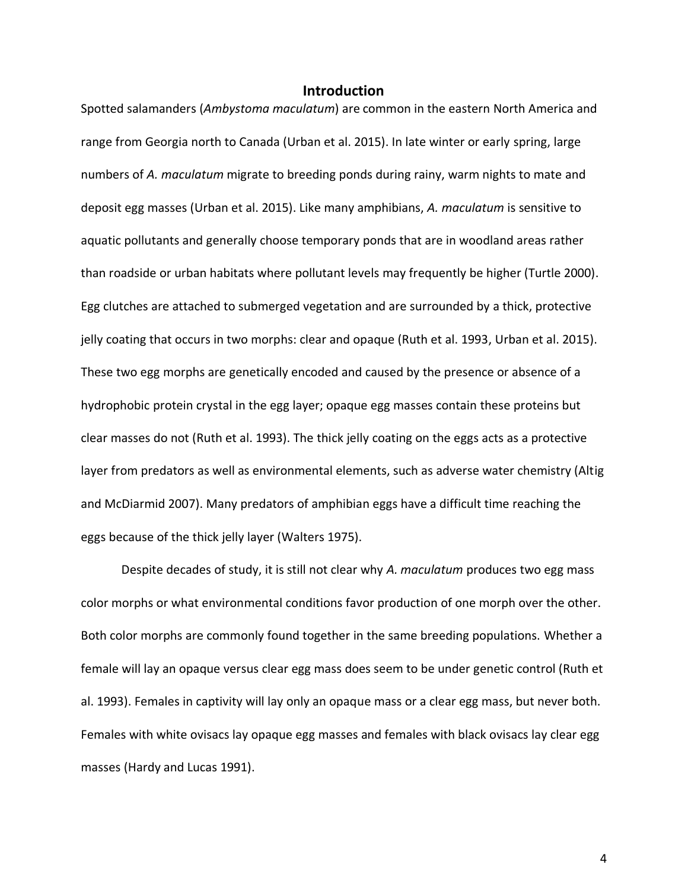# Introduction

Spotted salamanders (*Ambystoma maculatum*) are common in the eastern North America and range from Georgia north to Canada (Urban et al. 2015). In late winter or early spring, large numbers of *A. maculatum* migrate to breeding ponds during rainy, warm nights to mate and deposit egg masses (Urban et al. 2015). Like many amphibians, *A. maculatum* is sensitive to aquatic pollutants and generally choose temporary ponds that are in woodland areas rather than roadside or urban habitats where pollutant levels may frequently be higher (Turtle 2000). Egg clutches are attached to submerged vegetation and are surrounded by a thick, protective jelly coating that occurs in two morphs: clear and opaque (Ruth et al. 1993, Urban et al. 2015). These two egg morphs are genetically encoded and caused by the presence or absence of a hydrophobic protein crystal in the egg layer; opaque egg masses contain these proteins but clear masses do not (Ruth et al. 1993). The thick jelly coating on the eggs acts as a protective layer from predators as well as environmental elements, such as adverse water chemistry (Altig and McDiarmid 2007). Many predators of amphibian eggs have a difficult time reaching the eggs because of the thick jelly layer (Walters 1975).

Despite decades of study, it is still not clear why *A. maculatum* produces two egg mass color morphs or what environmental conditions favor production of one morph over the other. Both color morphs are commonly found together in the same breeding populations. Whether a female will lay an opaque versus clear egg mass does seem to be under genetic control (Ruth et al. 1993). Females in captivity will lay only an opaque mass or a clear egg mass, but never both. Females with white ovisacs lay opaque egg masses and females with black ovisacs lay clear egg masses (Hardy and Lucas 1991).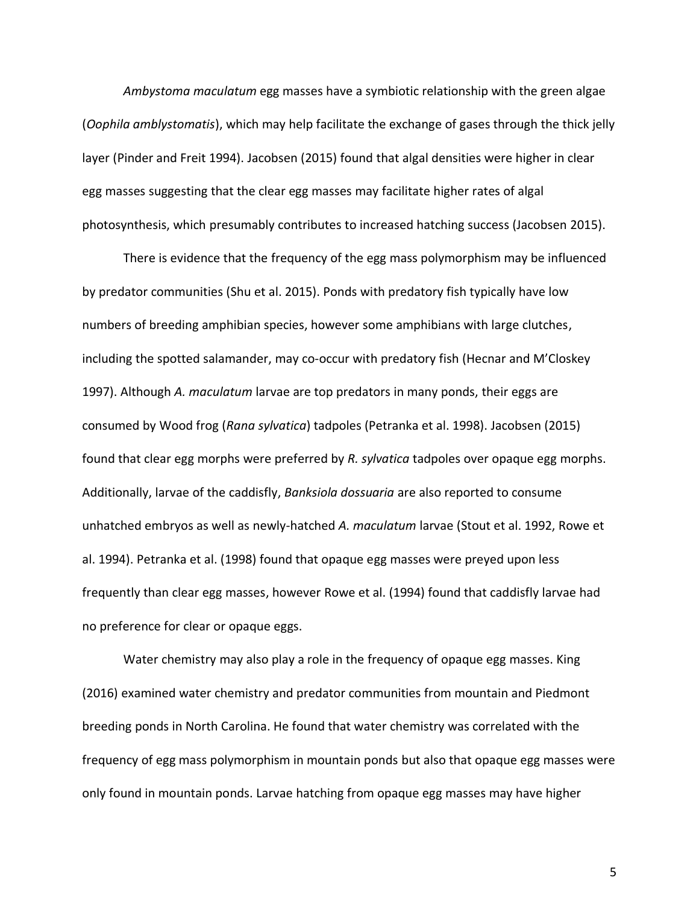*Ambystoma maculatum* egg masses have a symbiotic relationship with the green algae (*Oophila amblystomatis*), which may help facilitate the exchange of gases through the thick jelly layer (Pinder and Freit 1994). Jacobsen (2015) found that algal densities were higher in clear egg masses suggesting that the clear egg masses may facilitate higher rates of algal photosynthesis, which presumably contributes to increased hatching success (Jacobsen 2015).

There is evidence that the frequency of the egg mass polymorphism may be influenced by predator communities (Shu et al. 2015). Ponds with predatory fish typically have low numbers of breeding amphibian species, however some amphibians with large clutches, including the spotted salamander, may co-occur with predatory fish (Hecnar and M'Closkey 1997). Although *A. maculatum* larvae are top predators in many ponds, their eggs are consumed by Wood frog (*Rana sylvatica*) tadpoles (Petranka et al. 1998). Jacobsen (2015) found that clear egg morphs were preferred by *R. sylvatica* tadpoles over opaque egg morphs. Additionally, larvae of the caddisfly, *Banksiola dossuaria* are also reported to consume unhatched embryos as well as newly-hatched *A. maculatum* larvae (Stout et al. 1992, Rowe et al. 1994). Petranka et al. (1998) found that opaque egg masses were preyed upon less frequently than clear egg masses, however Rowe et al. (1994) found that caddisfly larvae had no preference for clear or opaque eggs.

Water chemistry may also play a role in the frequency of opaque egg masses. King (2016) examined water chemistry and predator communities from mountain and Piedmont breeding ponds in North Carolina. He found that water chemistry was correlated with the frequency of egg mass polymorphism in mountain ponds but also that opaque egg masses were only found in mountain ponds. Larvae hatching from opaque egg masses may have higher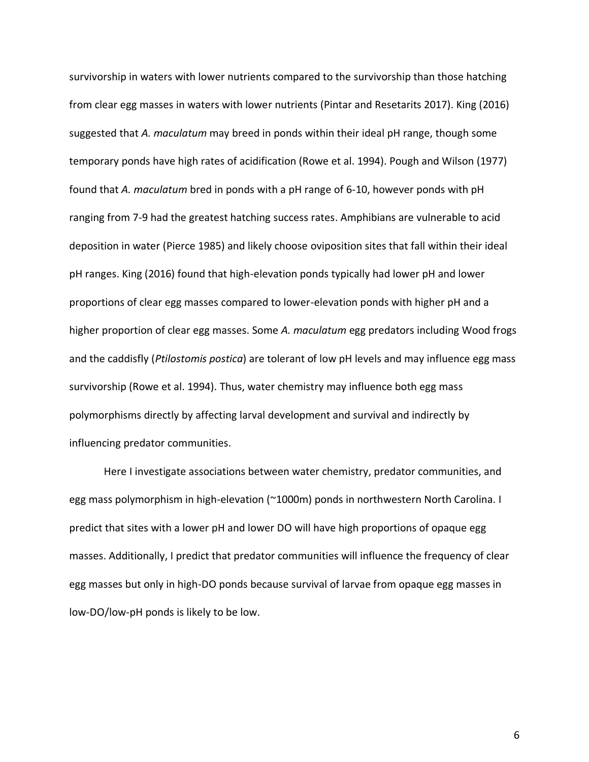survivorship in waters with lower nutrients compared to the survivorship than those hatching from clear egg masses in waters with lower nutrients (Pintar and Resetarits 2017). King (2016) suggested that *A. maculatum* may breed in ponds within their ideal pH range, though some temporary ponds have high rates of acidification (Rowe et al. 1994). Pough and Wilson (1977) found that *A. maculatum* bred in ponds with a pH range of 6-10, however ponds with pH ranging from 7-9 had the greatest hatching success rates. Amphibians are vulnerable to acid deposition in water (Pierce 1985) and likely choose oviposition sites that fall within their ideal pH ranges. King (2016) found that high-elevation ponds typically had lower pH and lower proportions of clear egg masses compared to lower-elevation ponds with higher pH and a higher proportion of clear egg masses. Some *A. maculatum* egg predators including Wood frogs and the caddisfly (*Ptilostomis postica*) are tolerant of low pH levels and may influence egg mass survivorship (Rowe et al. 1994). Thus, water chemistry may influence both egg mass polymorphisms directly by affecting larval development and survival and indirectly by influencing predator communities.

Here I investigate associations between water chemistry, predator communities, and egg mass polymorphism in high-elevation (~1000m) ponds in northwestern North Carolina. I predict that sites with a lower pH and lower DO will have high proportions of opaque egg masses. Additionally, I predict that predator communities will influence the frequency of clear egg masses but only in high-DO ponds because survival of larvae from opaque egg masses in low-DO/low-pH ponds is likely to be low.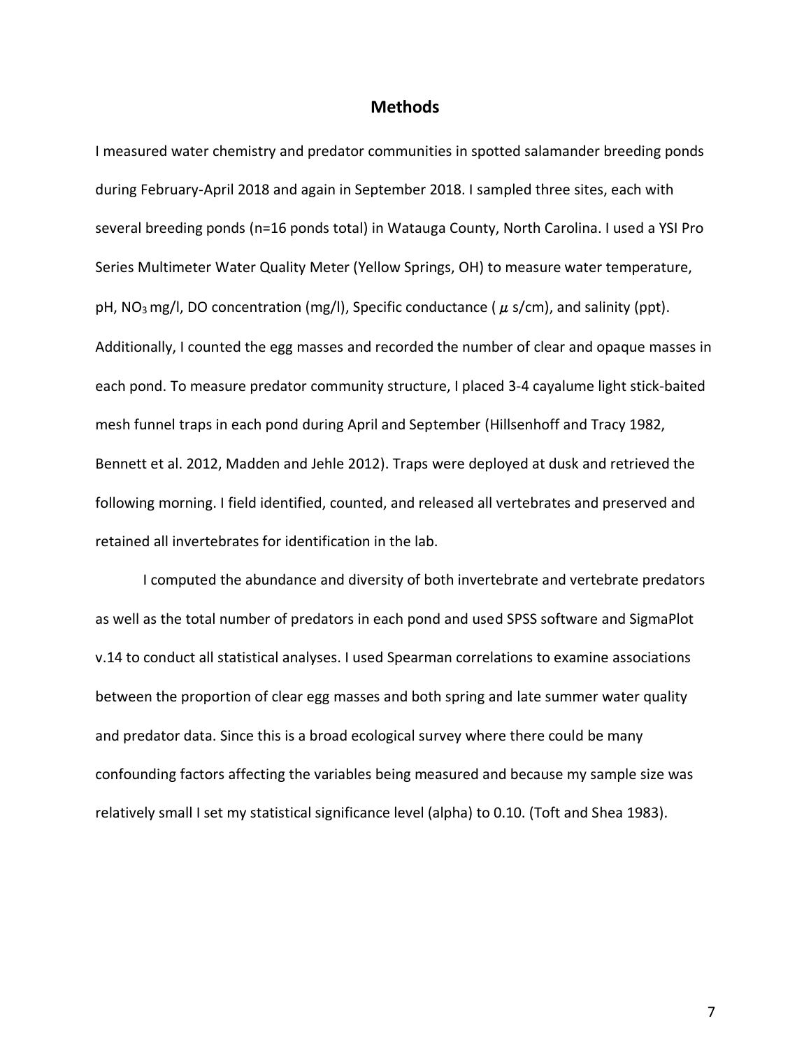## Methods

I measured water chemistry and predator communities in spotted salamander breeding ponds during February-April 2018 and again in September 2018. I sampled three sites, each with several breeding ponds (n=16 ponds total) in Watauga County, North Carolina. I used a YSI Pro Series Multimeter Water Quality Meter (Yellow Springs, OH) to measure water temperature, pH, $NO_3$ mg/l, DO concentration (mg/l), Specific conductance ($\mu$ s/cm), and salinity (ppt). Additionally, I counted the egg masses and recorded the number of clear and opaque masses in each pond. To measure predator community structure, I placed 3-4 cayalume light stick-baited mesh funnel traps in each pond during April and September (Hillsenhoff and Tracy 1982, Bennett et al. 2012, Madden and Jehle 2012). Traps were deployed at dusk and retrieved the following morning. I field identified, counted, and released all vertebrates and preserved and retained all invertebrates for identification in the lab.

I computed the abundance and diversity of both invertebrate and vertebrate predators as well as the total number of predators in each pond and used SPSS software and SigmaPlot v.14 to conduct all statistical analyses. I used Spearman correlations to examine associations between the proportion of clear egg masses and both spring and late summer water quality and predator data. Since this is a broad ecological survey where there could be many confounding factors affecting the variables being measured and because my sample size was relatively small I set my statistical significance level (alpha) to 0.10. (Toft and Shea 1983).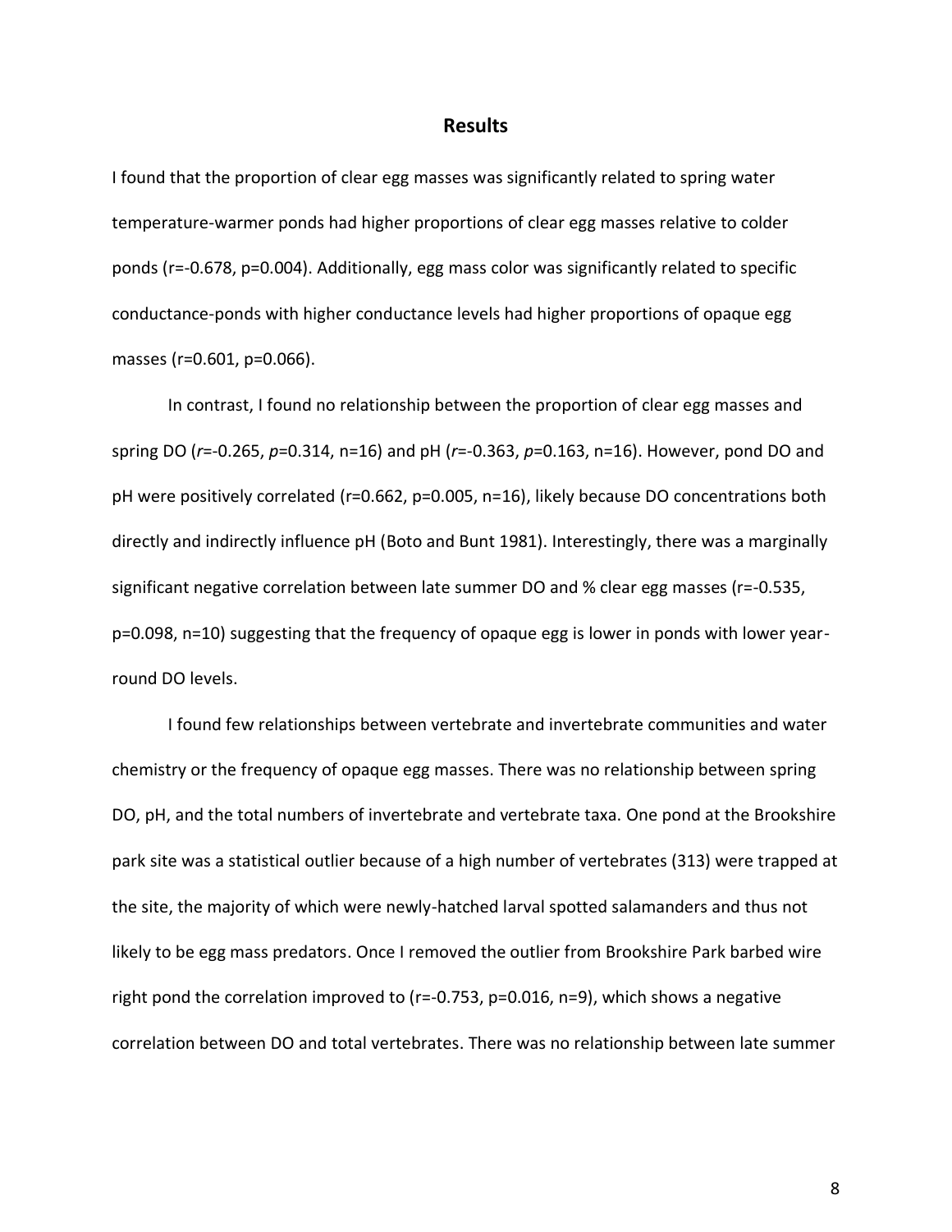## Results

I found that the proportion of clear egg masses was significantly related to spring water temperature-warmer ponds had higher proportions of clear egg masses relative to colder ponds ($r$=-0.678, $p$=0.004). Additionally, egg mass color was significantly related to specific conductance-ponds with higher conductance levels had higher proportions of opaque egg masses ($r$=0.601, $p$=0.066).

In contrast, I found no relationship between the proportion of clear egg masses and spring DO ($r$=-0.265, $p$=0.314, n=16) and pH ($r$=-0.363, $p$=0.163, n=16). However, pond DO and pH were positively correlated ($r$=0.662, $p$=0.005, n=16), likely because DO concentrations both directly and indirectly influence pH (Boto and Bunt 1981). Interestingly, there was a marginally significant negative correlation between late summer DO and % clear egg masses ($r$=-0.535, $p$=0.098, n=10) suggesting that the frequency of opaque egg is lower in ponds with lower year-round DO levels.

I found few relationships between vertebrate and invertebrate communities and water chemistry or the frequency of opaque egg masses. There was no relationship between spring DO, pH, and the total numbers of invertebrate and vertebrate taxa. One pond at the Brookshire park site was a statistical outlier because of a high number of vertebrates (313) were trapped at the site, the majority of which were newly-hatched larval spotted salamanders and thus not likely to be egg mass predators. Once I removed the outlier from Brookshire Park barbed wire right pond the correlation improved to ($r$=-0.753, $p$=0.016, n=9), which shows a negative correlation between DO and total vertebrates. There was no relationship between late summer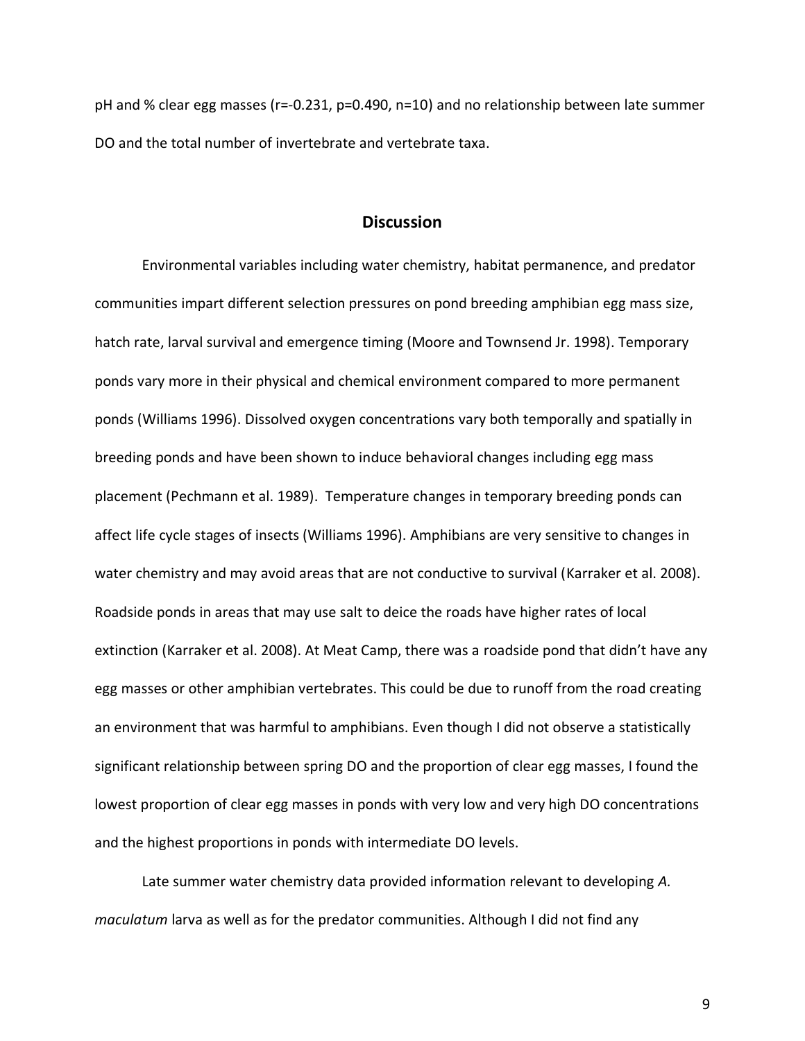pH and % clear egg masses ($r=-0.231$, $p=0.490$, $n=10$) and no relationship between late summer DO and the total number of invertebrate and vertebrate taxa.

## Discussion

Environmental variables including water chemistry, habitat permanence, and predator communities impart different selection pressures on pond breeding amphibian egg mass size, hatch rate, larval survival and emergence timing (Moore and Townsend Jr. 1998). Temporary ponds vary more in their physical and chemical environment compared to more permanent ponds (Williams 1996). Dissolved oxygen concentrations vary both temporally and spatially in breeding ponds and have been shown to induce behavioral changes including egg mass placement (Pechmann et al. 1989). Temperature changes in temporary breeding ponds can affect life cycle stages of insects (Williams 1996). Amphibians are very sensitive to changes in water chemistry and may avoid areas that are not conductive to survival (Karraker et al. 2008). Roadside ponds in areas that may use salt to deice the roads have higher rates of local extinction (Karraker et al. 2008). At Meat Camp, there was a roadside pond that didn't have any egg masses or other amphibian vertebrates. This could be due to runoff from the road creating an environment that was harmful to amphibians. Even though I did not observe a statistically significant relationship between spring DO and the proportion of clear egg masses, I found the lowest proportion of clear egg masses in ponds with very low and very high DO concentrations and the highest proportions in ponds with intermediate DO levels.

Late summer water chemistry data provided information relevant to developing *A. maculatum* larva as well as for the predator communities. Although I did not find any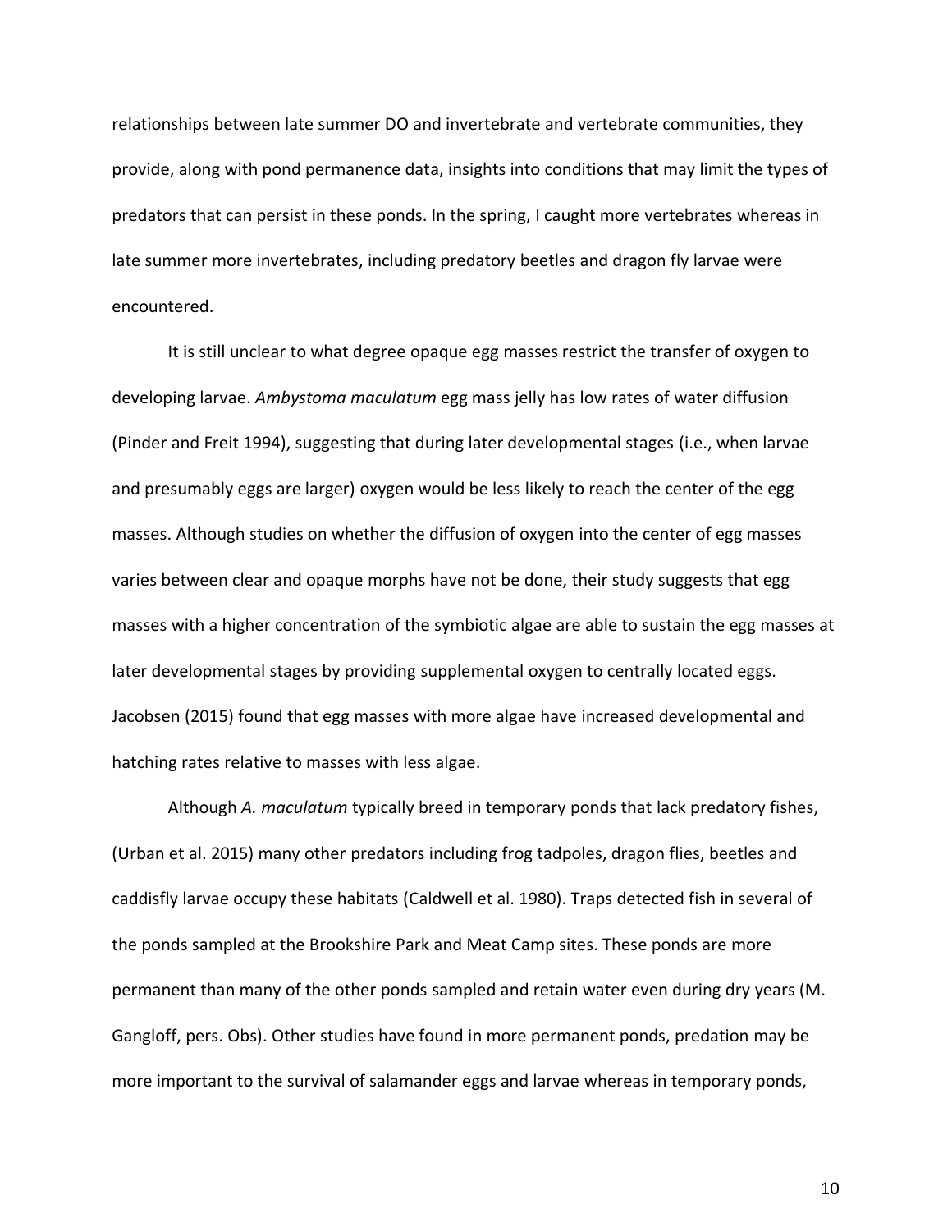relationships between late summer DO and invertebrate and vertebrate communities, they provide, along with pond permanence data, insights into conditions that may limit the types of predators that can persist in these ponds. In the spring, I caught more vertebrates whereas in late summer more invertebrates, including predatory beetles and dragon fly larvae were encountered.

It is still unclear to what degree opaque egg masses restrict the transfer of oxygen to developing larvae. *Ambystoma maculatum* egg mass jelly has low rates of water diffusion (Pinder and Freit 1994), suggesting that during later developmental stages (i.e., when larvae and presumably eggs are larger) oxygen would be less likely to reach the center of the egg masses. Although studies on whether the diffusion of oxygen into the center of egg masses varies between clear and opaque morphs have not be done, their study suggests that egg masses with a higher concentration of the symbiotic algae are able to sustain the egg masses at later developmental stages by providing supplemental oxygen to centrally located eggs. Jacobsen (2015) found that egg masses with more algae have increased developmental and hatching rates relative to masses with less algae.

Although *A. maculatum* typically breed in temporary ponds that lack predatory fishes, (Urban et al. 2015) many other predators including frog tadpoles, dragon flies, beetles and caddisfly larvae occupy these habitats (Caldwell et al. 1980). Traps detected fish in several of the ponds sampled at the Brookshire Park and Meat Camp sites. These ponds are more permanent than many of the other ponds sampled and retain water even during dry years (M. Gangloff, pers. Obs). Other studies have found in more permanent ponds, predation may be more important to the survival of salamander eggs and larvae whereas in temporary ponds,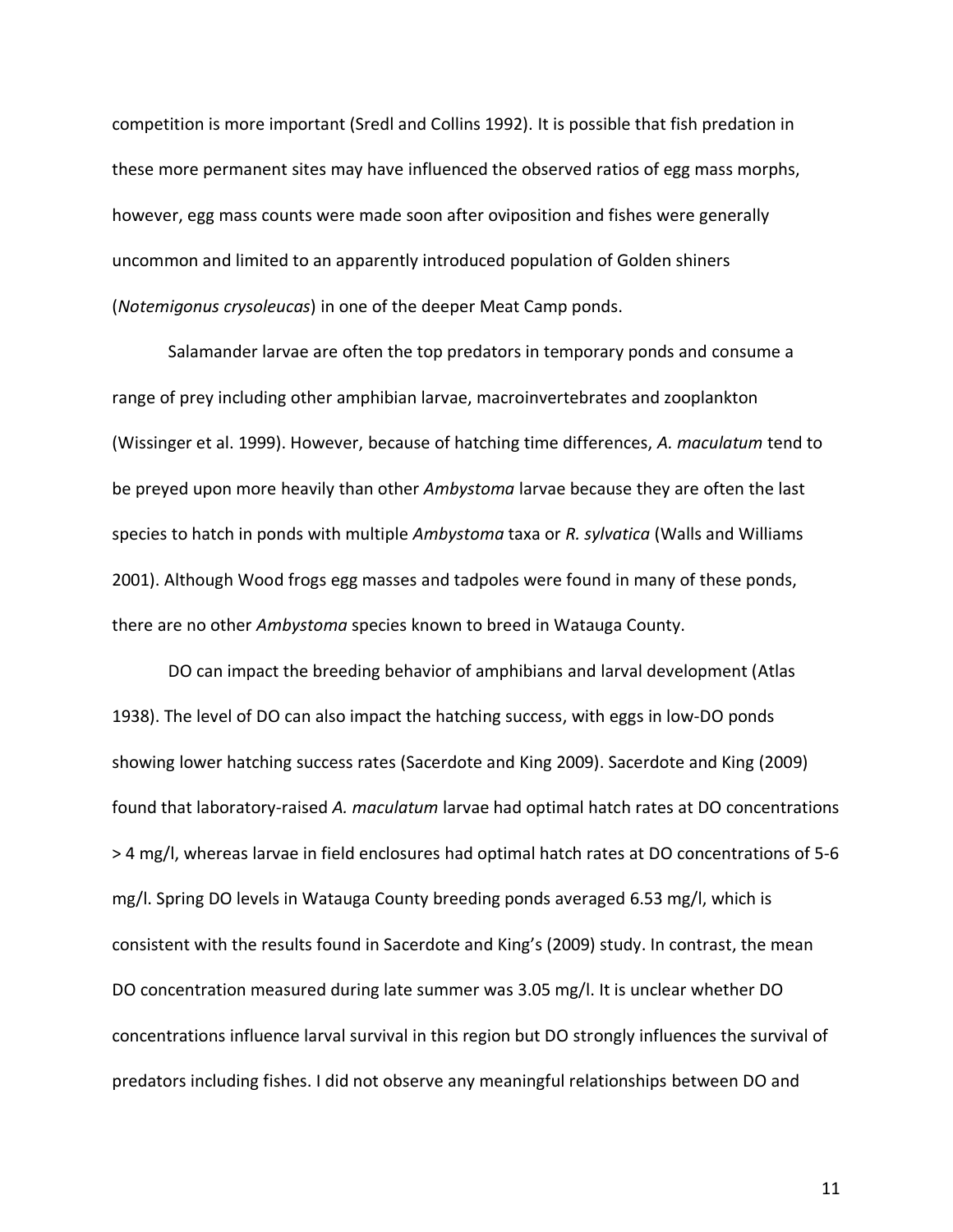competition is more important (Sredl and Collins 1992). It is possible that fish predation in these more permanent sites may have influenced the observed ratios of egg mass morphs, however, egg mass counts were made soon after oviposition and fishes were generally uncommon and limited to an apparently introduced population of Golden shiners (*Notemigonus crysoleucas*) in one of the deeper Meat Camp ponds.

Salamander larvae are often the top predators in temporary ponds and consume a range of prey including other amphibian larvae, macroinvertebrates and zooplankton (Wissinger et al. 1999). However, because of hatching time differences, *A. maculatum* tend to be preyed upon more heavily than other *Ambystoma* larvae because they are often the last species to hatch in ponds with multiple *Ambystoma* taxa or *R. sylvatica* (Walls and Williams 2001). Although Wood frogs egg masses and tadpoles were found in many of these ponds, there are no other *Ambystoma* species known to breed in Watauga County.

DO can impact the breeding behavior of amphibians and larval development (Atlas 1938). The level of DO can also impact the hatching success, with eggs in low-DO ponds showing lower hatching success rates (Sacerdote and King 2009). Sacerdote and King (2009) found that laboratory-raised *A. maculatum* larvae had optimal hatch rates at DO concentrations > 4 mg/l, whereas larvae in field enclosures had optimal hatch rates at DO concentrations of 5-6 mg/l. Spring DO levels in Watauga County breeding ponds averaged 6.53 mg/l, which is consistent with the results found in Sacerdote and King's (2009) study. In contrast, the mean DO concentration measured during late summer was 3.05 mg/l. It is unclear whether DO concentrations influence larval survival in this region but DO strongly influences the survival of predators including fishes. I did not observe any meaningful relationships between DO and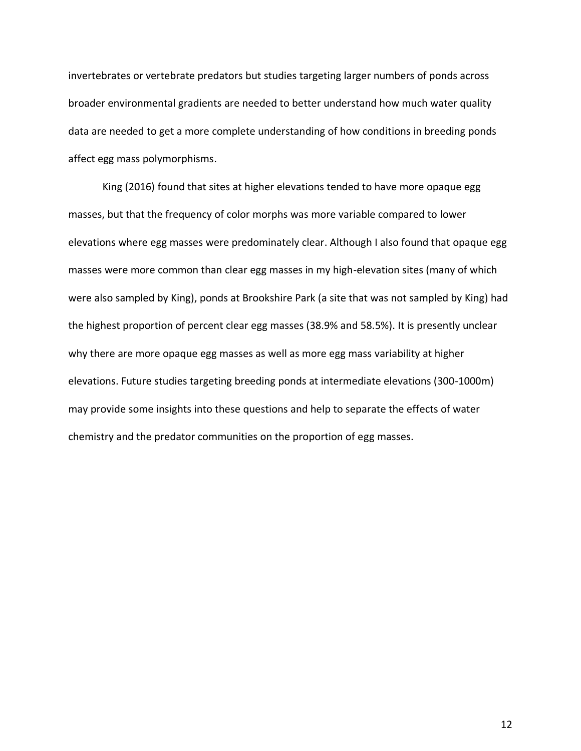invertebrates or vertebrate predators but studies targeting larger numbers of ponds across broader environmental gradients are needed to better understand how much water quality data are needed to get a more complete understanding of how conditions in breeding ponds affect egg mass polymorphisms.

King (2016) found that sites at higher elevations tended to have more opaque egg masses, but that the frequency of color morphs was more variable compared to lower elevations where egg masses were predominately clear. Although I also found that opaque egg masses were more common than clear egg masses in my high-elevation sites (many of which were also sampled by King), ponds at Brookshire Park (a site that was not sampled by King) had the highest proportion of percent clear egg masses (38.9% and 58.5%). It is presently unclear why there are more opaque egg masses as well as more egg mass variability at higher elevations. Future studies targeting breeding ponds at intermediate elevations (300-1000m) may provide some insights into these questions and help to separate the effects of water chemistry and the predator communities on the proportion of egg masses.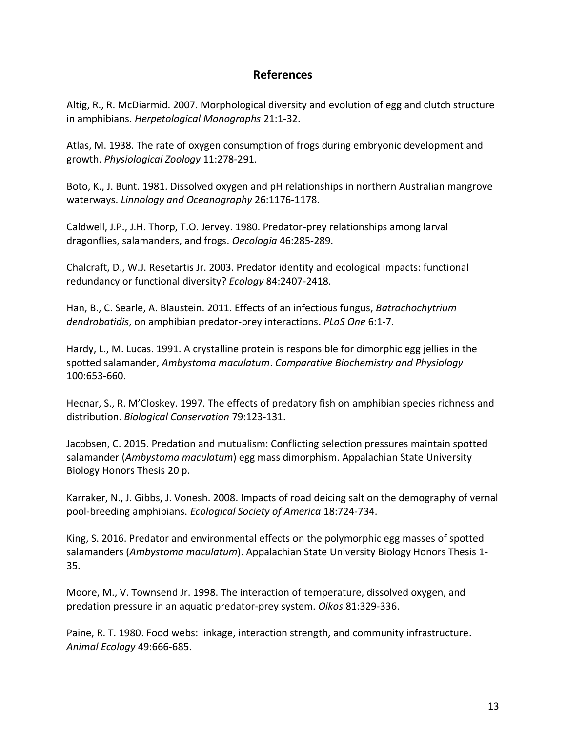## References

Altig, R., R. McDiarmid. 2007. Morphological diversity and evolution of egg and clutch structure in amphibians. *Herpetological Monographs* 21:1-32.

Atlas, M. 1938. The rate of oxygen consumption of frogs during embryonic development and growth. *Physiological Zoology* 11:278-291.

Boto, K., J. Bunt. 1981. Dissolved oxygen and pH relationships in northern Australian mangrove waterways. *Linnology and Oceanography* 26:1176-1178.

Caldwell, J.P., J.H. Thorp, T.O. Jervey. 1980. Predator-prey relationships among larval dragonflies, salamanders, and frogs. *Oecologia* 46:285-289.

Chalcraft, D., W.J. Resetartis Jr. 2003. Predator identity and ecological impacts: functional redundancy or functional diversity? *Ecology* 84:2407-2418.

Han, B., C. Searle, A. Blaustein. 2011. Effects of an infectious fungus, *Batrachochytrium dendrobatidis*, on amphibian predator-prey interactions. *PLoS One* 6:1-7.

Hardy, L., M. Lucas. 1991. A crystalline protein is responsible for dimorphic egg jellies in the spotted salamander, *Ambystoma maculatum*. *Comparative Biochemistry and Physiology* 100:653-660.

Hecnar, S., R. M'Closkey. 1997. The effects of predatory fish on amphibian species richness and distribution. *Biological Conservation* 79:123-131.

Jacobsen, C. 2015. Predation and mutualism: Conflicting selection pressures maintain spotted salamander (*Ambystoma maculatum*) egg mass dimorphism. Appalachian State University Biology Honors Thesis 20 p.

Karraker, N., J. Gibbs, J. Vonesh. 2008. Impacts of road deicing salt on the demography of vernal pool-breeding amphibians. *Ecological Society of America* 18:724-734.

King, S. 2016. Predator and environmental effects on the polymorphic egg masses of spotted salamanders (*Ambystoma maculatum*). Appalachian State University Biology Honors Thesis 1-35.

Moore, M., V. Townsend Jr. 1998. The interaction of temperature, dissolved oxygen, and predation pressure in an aquatic predator-prey system. *Oikos* 81:329-336.

Paine, R. T. 1980. Food webs: linkage, interaction strength, and community infrastructure. *Animal Ecology* 49:666-685.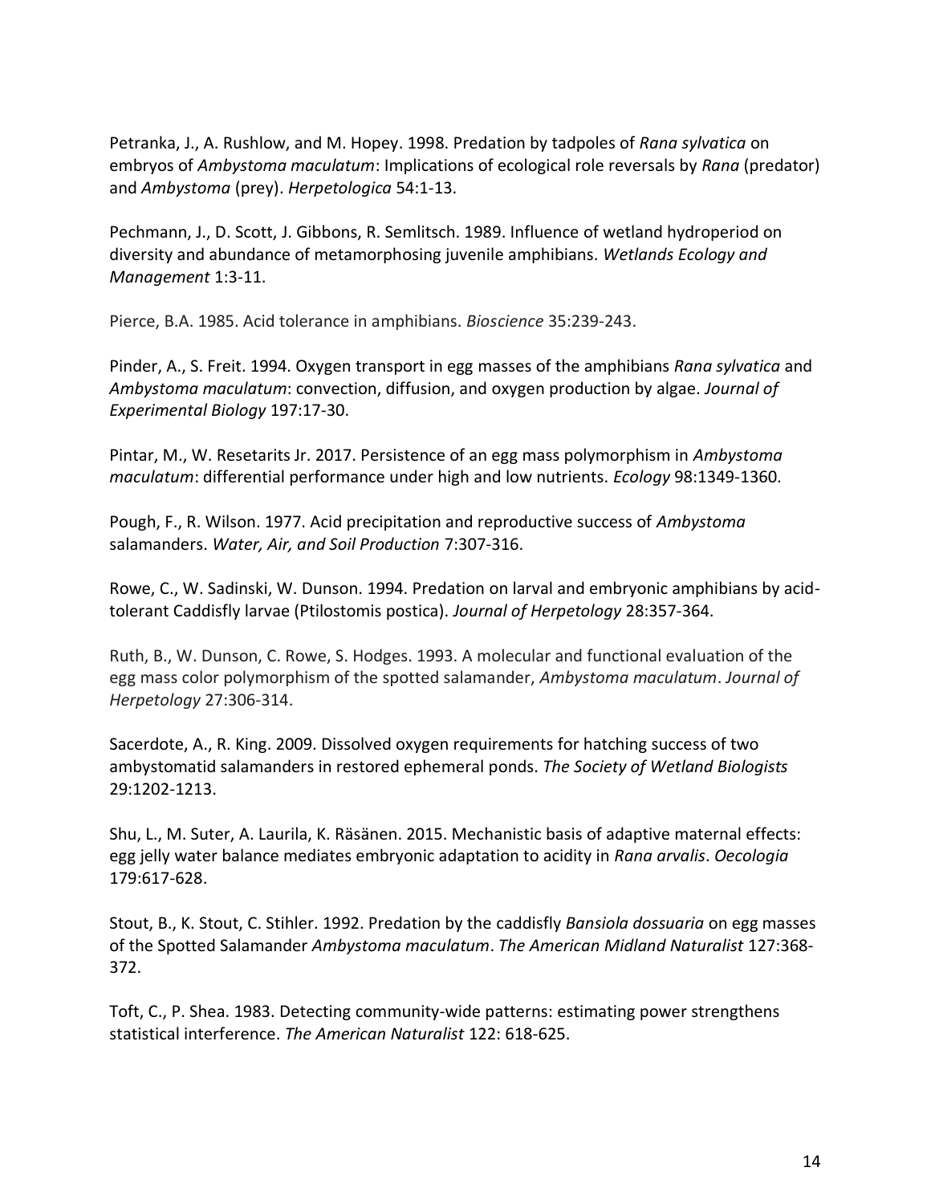Petranka, J., A. Rushlow, and M. Hopey. 1998. Predation by tadpoles of *Rana sylvatica* on embryos of *Ambystoma maculatum*: Implications of ecological role reversals by *Rana* (predator) and *Ambystoma* (prey). *Herpetologica* 54:1-13.

Pechmann, J., D. Scott, J. Gibbons, R. Semlitsch. 1989. Influence of wetland hydroperiod on diversity and abundance of metamorphosing juvenile amphibians. *Wetlands Ecology and Management* 1:3-11.

Pierce, B.A. 1985. Acid tolerance in amphibians. *Bioscience* 35:239-243.

Pinder, A., S. Freit. 1994. Oxygen transport in egg masses of the amphibians *Rana sylvatica* and *Ambystoma maculatum*: convection, diffusion, and oxygen production by algae. *Journal of Experimental Biology* 197:17-30.

Pintar, M., W. Resetarits Jr. 2017. Persistence of an egg mass polymorphism in *Ambystoma maculatum*: differential performance under high and low nutrients. *Ecology* 98:1349-1360.

Pough, F., R. Wilson. 1977. Acid precipitation and reproductive success of *Ambystoma* salamanders. *Water, Air, and Soil Production* 7:307-316.

Rowe, C., W. Sadinski, W. Dunson. 1994. Predation on larval and embryonic amphibians by acid-tolerant Caddisfly larvae (Ptilostomis postica). *Journal of Herpetology* 28:357-364.

Ruth, B., W. Dunson, C. Rowe, S. Hodges. 1993. A molecular and functional evaluation of the egg mass color polymorphism of the spotted salamander, *Ambystoma maculatum*. *Journal of Herpetology* 27:306-314.

Sacerdote, A., R. King. 2009. Dissolved oxygen requirements for hatching success of two ambystomatid salamanders in restored ephemeral ponds. *The Society of Wetland Biologists* 29:1202-1213.

Shu, L., M. Suter, A. Laurila, K. Räsänen. 2015. Mechanistic basis of adaptive maternal effects: egg jelly water balance mediates embryonic adaptation to acidity in *Rana arvalis*. *Oecologia* 179:617-628.

Stout, B., K. Stout, C. Stihler. 1992. Predation by the caddisfly *Bansiola dossuaria* on egg masses of the Spotted Salamander *Ambystoma maculatum*. *The American Midland Naturalist* 127:368-372.

Toft, C., P. Shea. 1983. Detecting community-wide patterns: estimating power strengthens statistical interference. *The American Naturalist* 122: 618-625.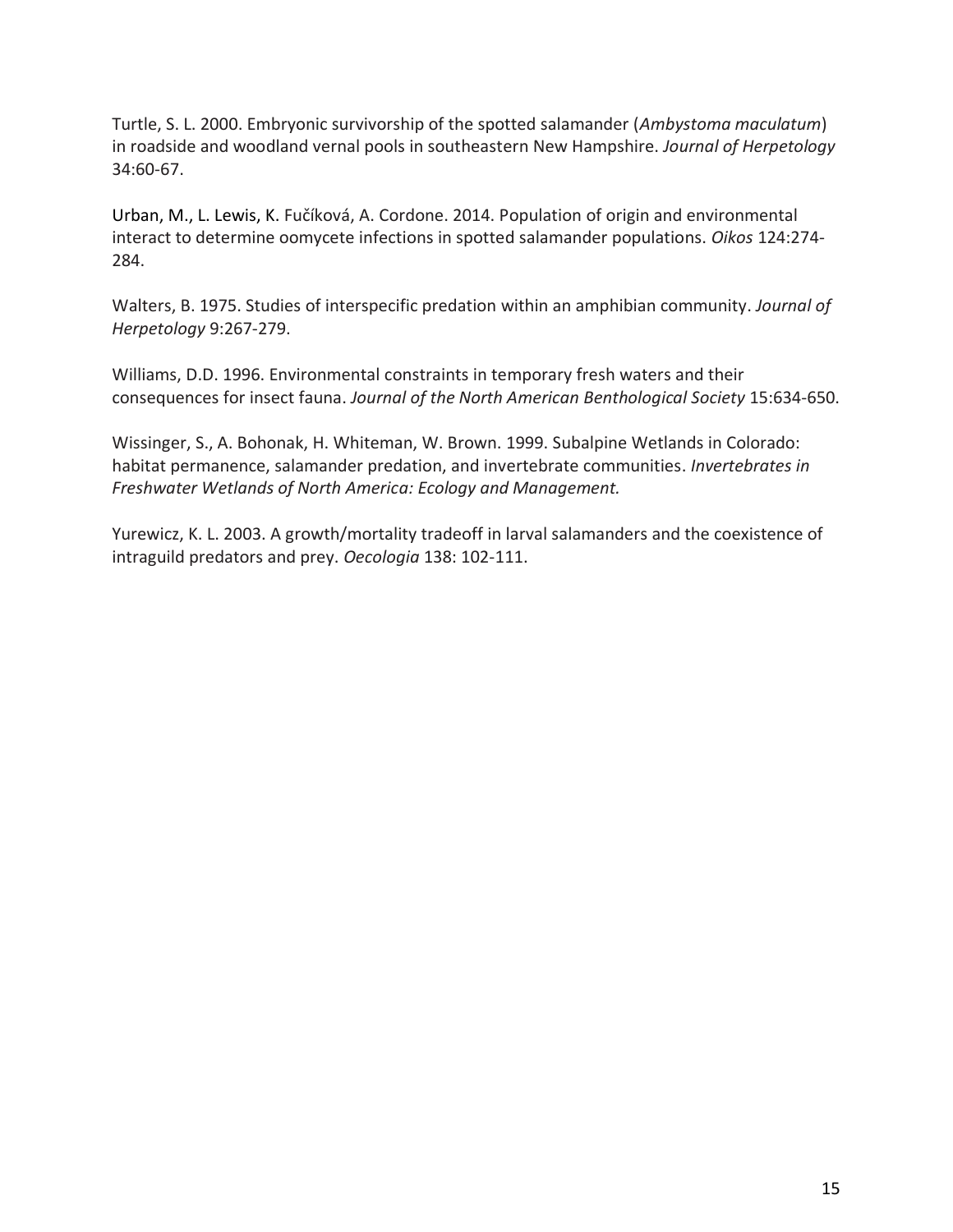Turtle, S. L. 2000. Embryonic survivorship of the spotted salamander (*Ambystoma maculatum*) in roadside and woodland vernal pools in southeastern New Hampshire. *Journal of Herpetology* 34:60-67.

Urban, M., L. Lewis, K. Fučíková, A. Cordone. 2014. Population of origin and environmental interact to determine oomycete infections in spotted salamander populations. *Oikos* 124:274-284.

Walters, B. 1975. Studies of interspecific predation within an amphibian community. *Journal of Herpetology* 9:267-279.

Williams, D.D. 1996. Environmental constraints in temporary fresh waters and their consequences for insect fauna. *Journal of the North American Benthological Society* 15:634-650.

Wissinger, S., A. Bohonak, H. Whiteman, W. Brown. 1999. Subalpine Wetlands in Colorado: habitat permanence, salamander predation, and invertebrate communities. *Invertebrates in Freshwater Wetlands of North America: Ecology and Management.*

Yurewicz, K. L. 2003. A growth/mortality tradeoff in larval salamanders and the coexistence of intraguild predators and prey. *Oecologia* 138: 102-111.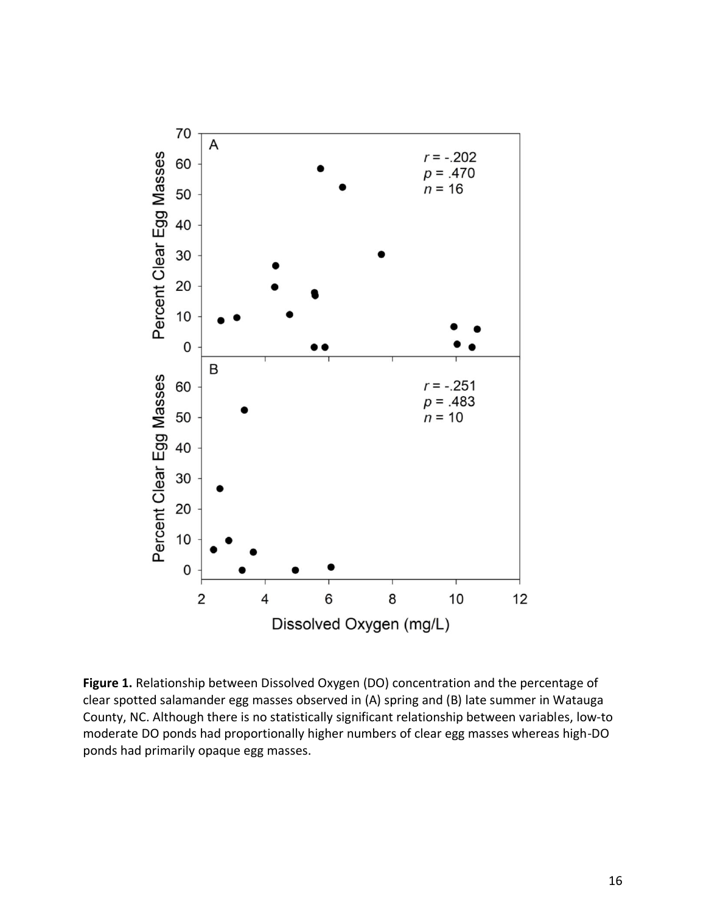**Figure 1.** Relationship between Dissolved Oxygen (DO) concentration and the percentage of clear spotted salamander egg masses observed in (A) spring and (B) late summer in Watauga County, NC. Although there is no statistically significant relationship between variables, low-to moderate DO ponds had proportionally higher numbers of clear egg masses whereas high-DO ponds had primarily opaque egg masses.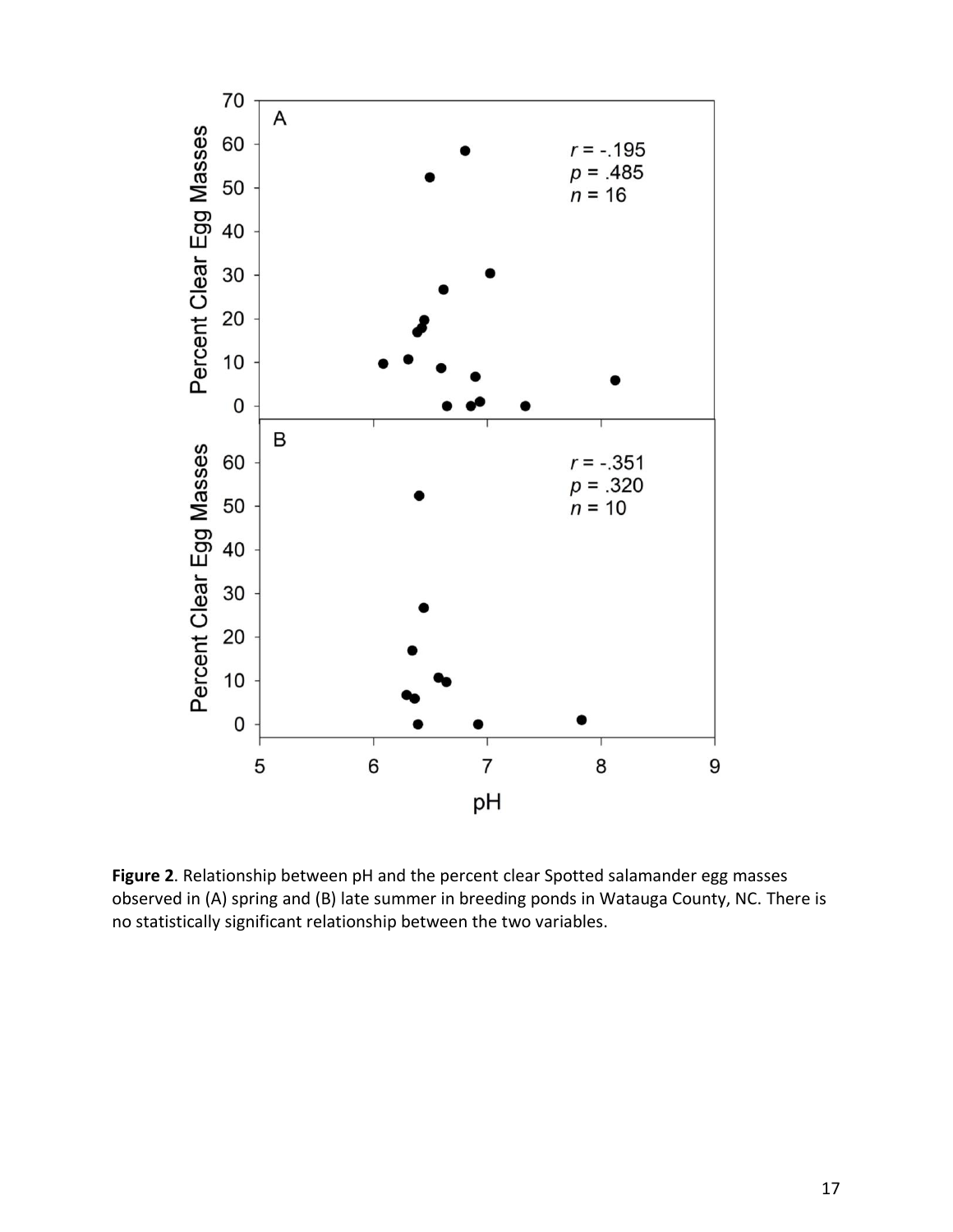**Figure 2**. Relationship between pH and the percent clear Spotted salamander egg masses observed in (A) spring and (B) late summer in breeding ponds in Watauga County, NC. There is no statistically significant relationship between the two variables.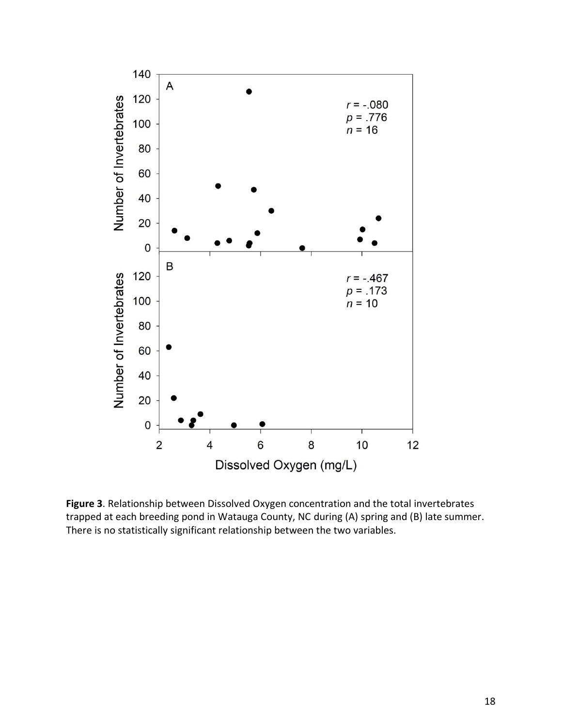**Figure 3**. Relationship between Dissolved Oxygen concentration and the total invertebrates trapped at each breeding pond in Watauga County, NC during (A) spring and (B) late summer. There is no statistically significant relationship between the two variables.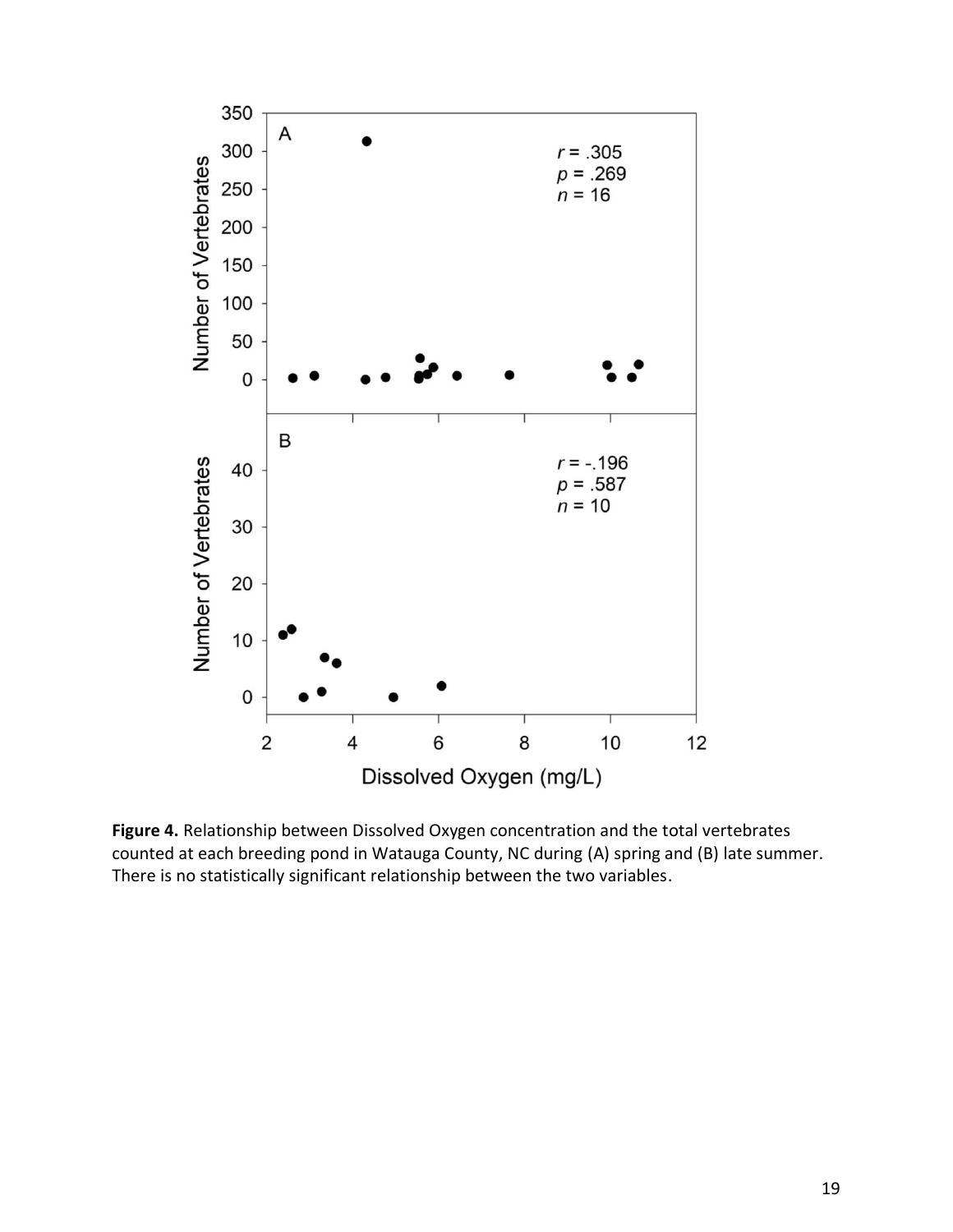**Figure 4.** Relationship between Dissolved Oxygen concentration and the total vertebrates counted at each breeding pond in Watauga County, NC during (A) spring and (B) late summer. There is no statistically significant relationship between the two variables.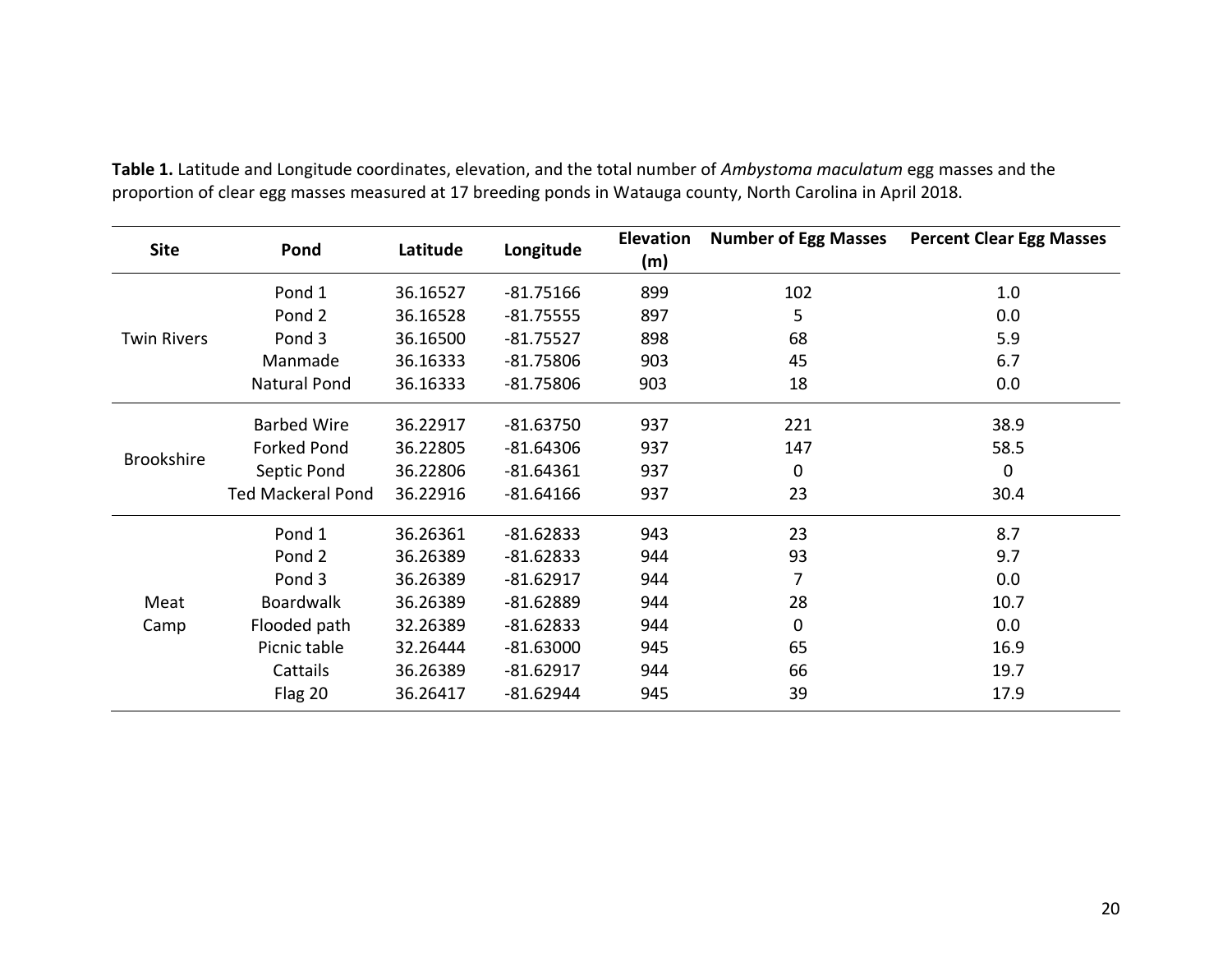**Table 1.** Latitude and Longitude coordinates, elevation, and the total number of *Ambystoma maculatum* egg masses and the proportion of clear egg masses measured at 17 breeding ponds in Watauga county, North Carolina in April 2018.

| Site | Pond | Latitude | Longitude | Elevation (m) | Number of Egg Masses | Percent Clear Egg Masses |
|---|---|---|---|---|---|---|
| Twin Rivers | Pond 1 | 36.16527 | -81.75166 | 899 | 102 | 1.0 |
| | Pond 2 | 36.16528 | -81.75555 | 897 | 5 | 0.0 |
| | Pond 3 | 36.16500 | -81.75527 | 898 | 68 | 5.9 |
| | Manmade | 36.16333 | -81.75806 | 903 | 45 | 6.7 |
| | Natural Pond | 36.16333 | -81.75806 | 903 | 18 | 0.0 |
| Brookshire | Barbed Wire | 36.22917 | -81.63750 | 937 | 221 | 38.9 |
| | Forked Pond | 36.22805 | -81.64306 | 937 | 147 | 58.5 |
| | Septic Pond | 36.22806 | -81.64361 | 937 | 0 | 0 |
| | Ted Mackeral Pond | 36.22916 | -81.64166 | 937 | 23 | 30.4 |
| Meat Camp | Pond 1 | 36.26361 | -81.62833 | 943 | 23 | 8.7 |
| | Pond 2 | 36.26389 | -81.62833 | 944 | 93 | 9.7 |
| | Pond 3 | 36.26389 | -81.62917 | 944 | 7 | 0.0 |
| | Boardwalk | 36.26389 | -81.62889 | 944 | 28 | 10.7 |
| | Flooded path | 32.26389 | -81.62833 | 944 | 0 | 0.0 |
| | Picnic table | 32.26444 | -81.63000 | 945 | 65 | 16.9 |
| | Cattails | 36.26389 | -81.62917 | 944 | 66 | 19.7 |
| | Flag 20 | 36.26417 | -81.62944 | 945 | 39 | 17.9 |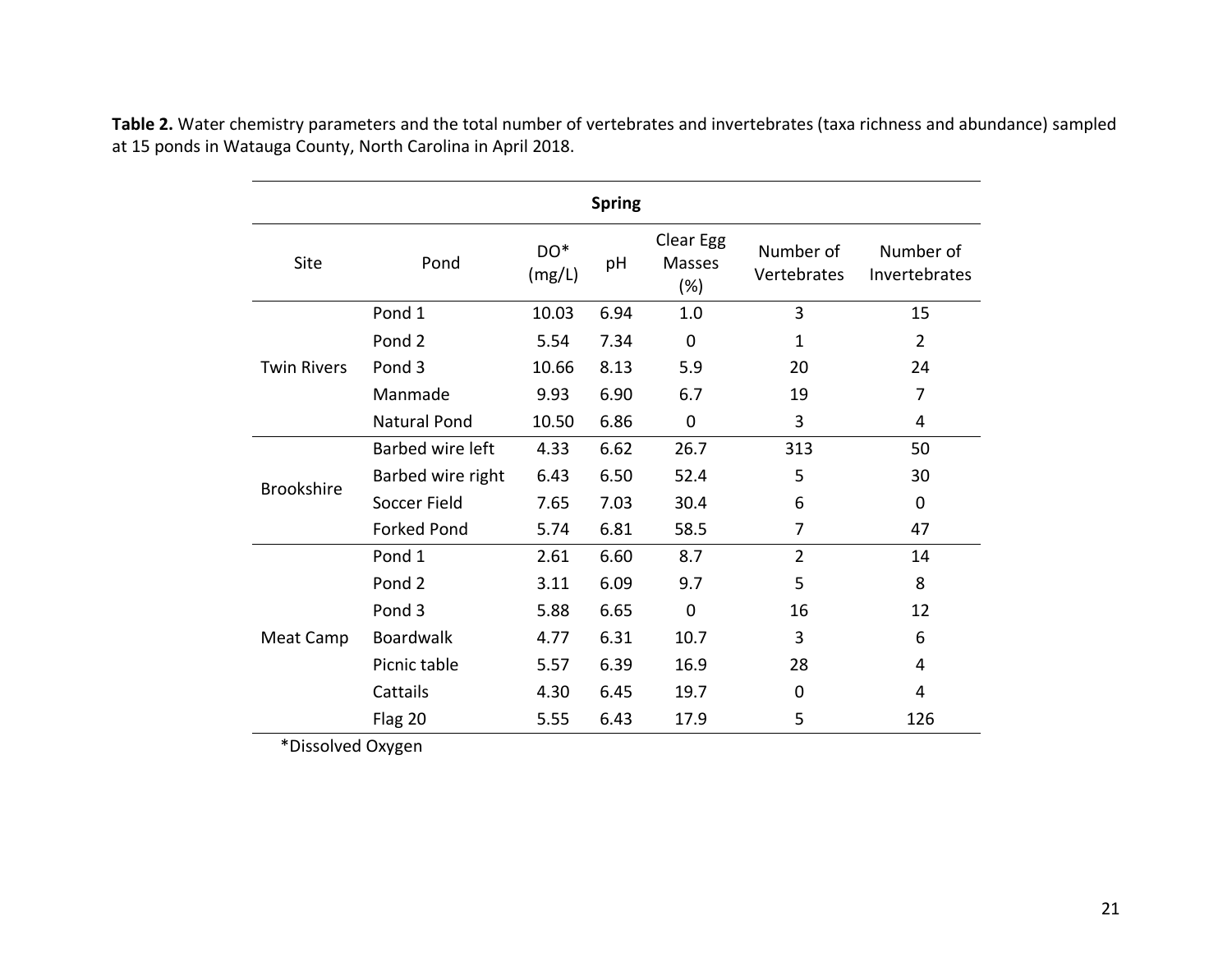**Table 2.** Water chemistry parameters and the total number of vertebrates and invertebrates (taxa richness and abundance) sampled at 15 ponds in Watauga County, North Carolina in April 2018.

| Spring | | | | | | |
|---|---|---|---|---|---|---|
| Site | Pond | DO* (mg/L) | pH | Clear Egg Masses (%) | Number of Vertebrates | Number of Invertebrates |
| Twin Rivers | Pond 1 | 10.03 | 6.94 | 1.0 | 3 | 15 |
| | Pond 2 | 5.54 | 7.34 | 0 | 1 | 2 |
| | Pond 3 | 10.66 | 8.13 | 5.9 | 20 | 24 |
| | Manmade | 9.93 | 6.90 | 6.7 | 19 | 7 |
| | Natural Pond | 10.50 | 6.86 | 0 | 3 | 4 |
| Brookshire | Barbed wire left | 4.33 | 6.62 | 26.7 | 313 | 50 |
| | Barbed wire right | 6.43 | 6.50 | 52.4 | 5 | 30 |
| | Soccer Field | 7.65 | 7.03 | 30.4 | 6 | 0 |
| | Forked Pond | 5.74 | 6.81 | 58.5 | 7 | 47 |
| Meat Camp | Pond 1 | 2.61 | 6.60 | 8.7 | 2 | 14 |
| | Pond 2 | 3.11 | 6.09 | 9.7 | 5 | 8 |
| | Pond 3 | 5.88 | 6.65 | 0 | 16 | 12 |
| | Boardwalk | 4.77 | 6.31 | 10.7 | 3 | 6 |
| | Picnic table | 5.57 | 6.39 | 16.9 | 28 | 4 |
| | Cattails | 4.30 | 6.45 | 19.7 | 0 | 4 |
| | Flag 20 | 5.55 | 6.43 | 17.9 | 5 | 126 |

*Dissolved Oxygen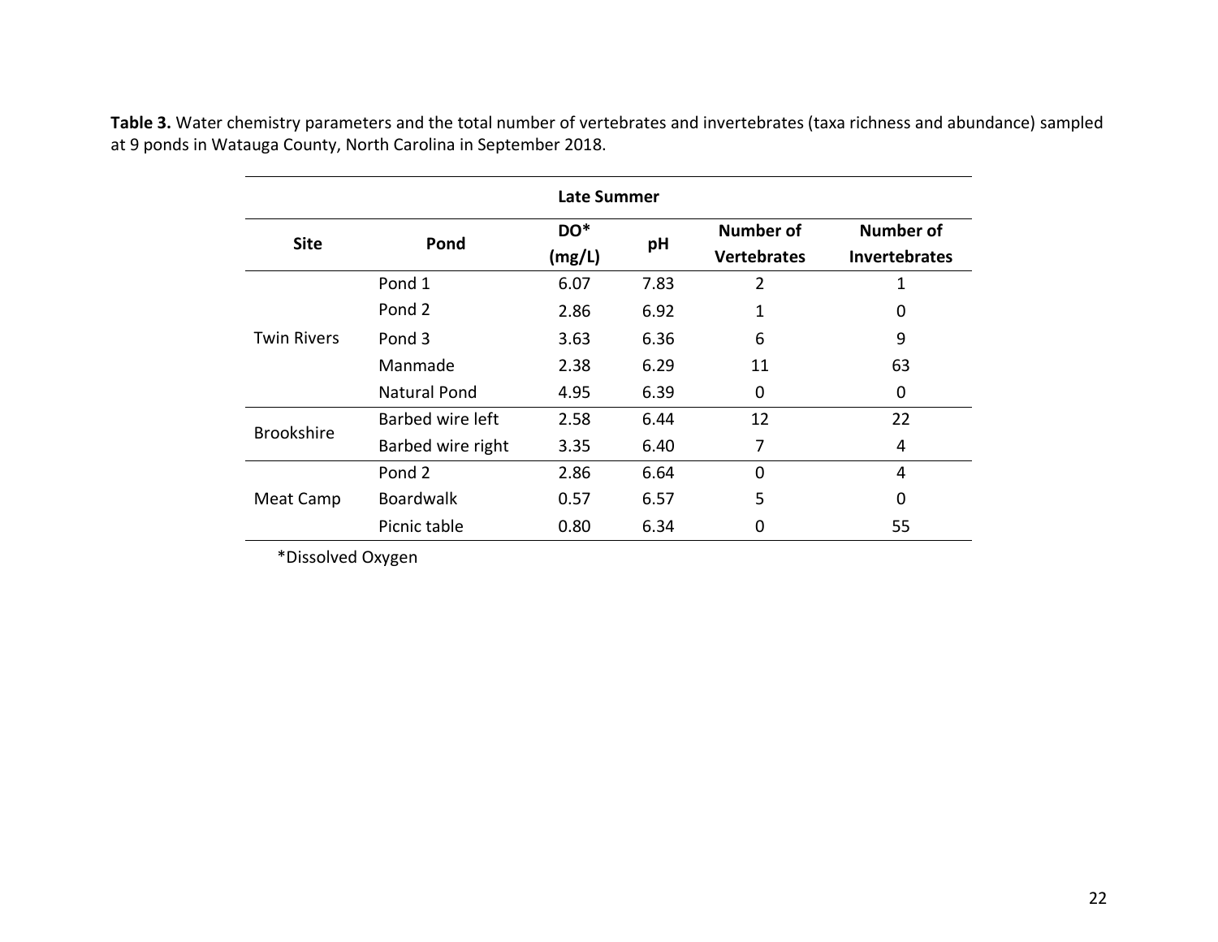**Table 3.** Water chemistry parameters and the total number of vertebrates and invertebrates (taxa richness and abundance) sampled at 9 ponds in Watauga County, North Carolina in September 2018.

| Late Summer | | | | | |
|---|---|---|---|---|---|
| **Site** | **Pond** | **DO* (mg/L)** | **pH** | **Number of Vertebrates** | **Number of Invertebrates** |
| Twin Rivers | Pond 1 | 6.07 | 7.83 | 2 | 1 |
| | Pond 2 | 2.86 | 6.92 | 1 | 0 |
| | Pond 3 | 3.63 | 6.36 | 6 | 9 |
| | Manmade | 2.38 | 6.29 | 11 | 63 |
| | Natural Pond | 4.95 | 6.39 | 0 | 0 |
| Brookshire | Barbed wire left | 2.58 | 6.44 | 12 | 22 |
| | Barbed wire right | 3.35 | 6.40 | 7 | 4 |
| Meat Camp | Pond 2 | 2.86 | 6.64 | 0 | 4 |
| | Boardwalk | 0.57 | 6.57 | 5 | 0 |
| | Picnic table | 0.80 | 6.34 | 0 | 55 |

*Dissolved Oxygen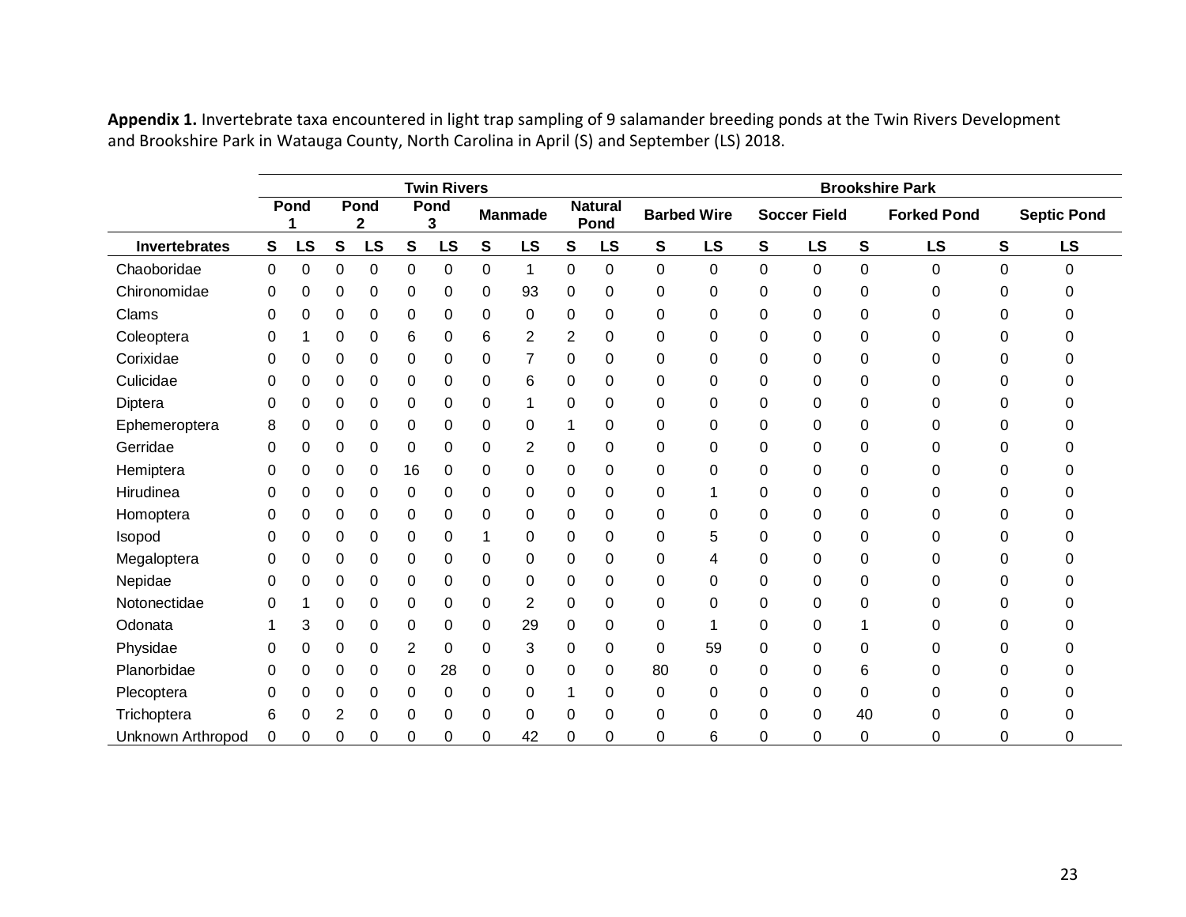**Appendix 1.** Invertebrate taxa encountered in light trap sampling of 9 salamander breeding ponds at the Twin Rivers Development and Brookshire Park in Watauga County, North Carolina in April (S) and September (LS) 2018.

| | Twin Rivers | | | | | | | | | | Brookshire Park | | | | | | | |
|---|---|---|---|---|---|---|---|---|---|---|---|---|---|---|---|---|---|---|
| | Pond 1 | | Pond 2 | | Pond 3 | | Manmade | | Natural Pond | | Barbed Wire | | Soccer Field | | Forked Pond | | Septic Pond | |
| **Invertebrates** | **S** | **LS** | **S** | **LS** | **S** | **LS** | **S** | **LS** | **S** | **LS** | **S** | **LS** | **S** | **LS** | **S** | **LS** | **S** | **LS** |
| Chaoboridae | 0 | 0 | 0 | 0 | 0 | 0 | 0 | 1 | 0 | 0 | 0 | 0 | 0 | 0 | 0 | 0 | 0 | 0 |
| Chironomidae | 0 | 0 | 0 | 0 | 0 | 0 | 0 | 93 | 0 | 0 | 0 | 0 | 0 | 0 | 0 | 0 | 0 | 0 |
| Clams | 0 | 0 | 0 | 0 | 0 | 0 | 0 | 0 | 0 | 0 | 0 | 0 | 0 | 0 | 0 | 0 | 0 | 0 |
| Coleoptera | 0 | 1 | 0 | 0 | 6 | 0 | 6 | 2 | 2 | 0 | 0 | 0 | 0 | 0 | 0 | 0 | 0 | 0 |
| Corixidae | 0 | 0 | 0 | 0 | 0 | 0 | 0 | 7 | 0 | 0 | 0 | 0 | 0 | 0 | 0 | 0 | 0 | 0 |
| Culicidae | 0 | 0 | 0 | 0 | 0 | 0 | 0 | 6 | 0 | 0 | 0 | 0 | 0 | 0 | 0 | 0 | 0 | 0 |
| Diptera | 0 | 0 | 0 | 0 | 0 | 0 | 0 | 1 | 0 | 0 | 0 | 0 | 0 | 0 | 0 | 0 | 0 | 0 |
| Ephemeroptera | 8 | 0 | 0 | 0 | 0 | 0 | 0 | 0 | 1 | 0 | 0 | 0 | 0 | 0 | 0 | 0 | 0 | 0 |
| Gerridae | 0 | 0 | 0 | 0 | 0 | 0 | 0 | 2 | 0 | 0 | 0 | 0 | 0 | 0 | 0 | 0 | 0 | 0 |
| Hemiptera | 0 | 0 | 0 | 0 | 16 | 0 | 0 | 0 | 0 | 0 | 0 | 0 | 0 | 0 | 0 | 0 | 0 | 0 |
| Hirudinea | 0 | 0 | 0 | 0 | 0 | 0 | 0 | 0 | 0 | 0 | 0 | 1 | 0 | 0 | 0 | 0 | 0 | 0 |
| Homoptera | 0 | 0 | 0 | 0 | 0 | 0 | 0 | 0 | 0 | 0 | 0 | 0 | 0 | 0 | 0 | 0 | 0 | 0 |
| Isopod | 0 | 0 | 0 | 0 | 0 | 0 | 1 | 0 | 0 | 0 | 0 | 5 | 0 | 0 | 0 | 0 | 0 | 0 |
| Megaloptera | 0 | 0 | 0 | 0 | 0 | 0 | 0 | 0 | 0 | 0 | 0 | 4 | 0 | 0 | 0 | 0 | 0 | 0 |
| Nepidae | 0 | 0 | 0 | 0 | 0 | 0 | 0 | 0 | 0 | 0 | 0 | 0 | 0 | 0 | 0 | 0 | 0 | 0 |
| Notonectidae | 0 | 1 | 0 | 0 | 0 | 0 | 0 | 2 | 0 | 0 | 0 | 0 | 0 | 0 | 0 | 0 | 0 | 0 |
| Odonata | 1 | 3 | 0 | 0 | 0 | 0 | 0 | 29 | 0 | 0 | 0 | 1 | 0 | 0 | 1 | 0 | 0 | 0 |
| Physidae | 0 | 0 | 0 | 0 | 2 | 0 | 0 | 3 | 0 | 0 | 0 | 59 | 0 | 0 | 0 | 0 | 0 | 0 |
| Planorbidae | 0 | 0 | 0 | 0 | 0 | 28 | 0 | 0 | 0 | 0 | 80 | 0 | 0 | 0 | 6 | 0 | 0 | 0 |
| Plecoptera | 0 | 0 | 0 | 0 | 0 | 0 | 0 | 0 | 1 | 0 | 0 | 0 | 0 | 0 | 0 | 0 | 0 | 0 |
| Trichoptera | 6 | 0 | 2 | 0 | 0 | 0 | 0 | 0 | 0 | 0 | 0 | 0 | 0 | 0 | 40 | 0 | 0 | 0 |
| Unknown Arthropod | 0 | 0 | 0 | 0 | 0 | 0 | 0 | 42 | 0 | 0 | 0 | 6 | 0 | 0 | 0 | 0 | 0 | 0 |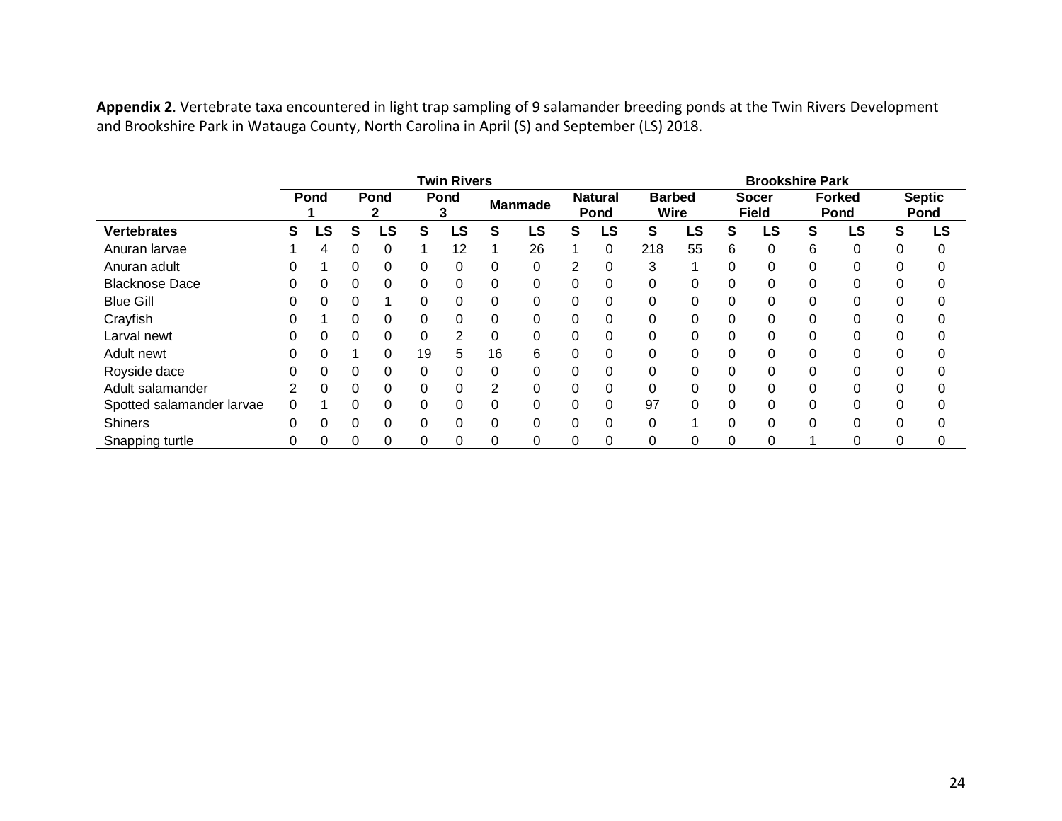**Appendix 2**. Vertebrate taxa encountered in light trap sampling of 9 salamander breeding ponds at the Twin Rivers Development and Brookshire Park in Watauga County, North Carolina in April (S) and September (LS) 2018.

| | Twin Rivers | | | | | | | | | | Brookshire Park | | | | | | | |
|---|---|---|---|---|---|---|---|---|---|---|---|---|---|---|---|---|---|---|
| | Pond 1 | | Pond 2 | | Pond 3 | | Manmade | | Natural Pond | | Barbed Wire | | Socer Field | | Forked Pond | | Septic Pond | |
| **Vertebrates** | **S** | **LS** | **S** | **LS** | **S** | **LS** | **S** | **LS** | **S** | **LS** | **S** | **LS** | **S** | **LS** | **S** | **LS** | **S** | **LS** |
| Anuran larvae | 1 | 4 | 0 | 0 | 1 | 12 | 1 | 26 | 1 | 0 | 218 | 55 | 6 | 0 | 6 | 0 | 0 | 0 |
| Anuran adult | 0 | 1 | 0 | 0 | 0 | 0 | 0 | 0 | 2 | 0 | 3 | 1 | 0 | 0 | 0 | 0 | 0 | 0 |
| Blacknose Dace | 0 | 0 | 0 | 0 | 0 | 0 | 0 | 0 | 0 | 0 | 0 | 0 | 0 | 0 | 0 | 0 | 0 | 0 |
| Blue Gill | 0 | 0 | 0 | 1 | 0 | 0 | 0 | 0 | 0 | 0 | 0 | 0 | 0 | 0 | 0 | 0 | 0 | 0 |
| Crayfish | 0 | 1 | 0 | 0 | 0 | 0 | 0 | 0 | 0 | 0 | 0 | 0 | 0 | 0 | 0 | 0 | 0 | 0 |
| Larval newt | 0 | 0 | 0 | 0 | 0 | 2 | 0 | 0 | 0 | 0 | 0 | 0 | 0 | 0 | 0 | 0 | 0 | 0 |
| Adult newt | 0 | 0 | 1 | 0 | 19 | 5 | 16 | 6 | 0 | 0 | 0 | 0 | 0 | 0 | 0 | 0 | 0 | 0 |
| Royside dace | 0 | 0 | 0 | 0 | 0 | 0 | 0 | 0 | 0 | 0 | 0 | 0 | 0 | 0 | 0 | 0 | 0 | 0 |
| Adult salamander | 2 | 0 | 0 | 0 | 0 | 0 | 2 | 0 | 0 | 0 | 0 | 0 | 0 | 0 | 0 | 0 | 0 | 0 |
| Spotted salamander larvae | 0 | 1 | 0 | 0 | 0 | 0 | 0 | 0 | 0 | 0 | 97 | 0 | 0 | 0 | 0 | 0 | 0 | 0 |
| Shiners | 0 | 0 | 0 | 0 | 0 | 0 | 0 | 0 | 0 | 0 | 0 | 1 | 0 | 0 | 0 | 0 | 0 | 0 |
| Snapping turtle | 0 | 0 | 0 | 0 | 0 | 0 | 0 | 0 | 0 | 0 | 0 | 0 | 0 | 0 | 1 | 0 | 0 | 0 |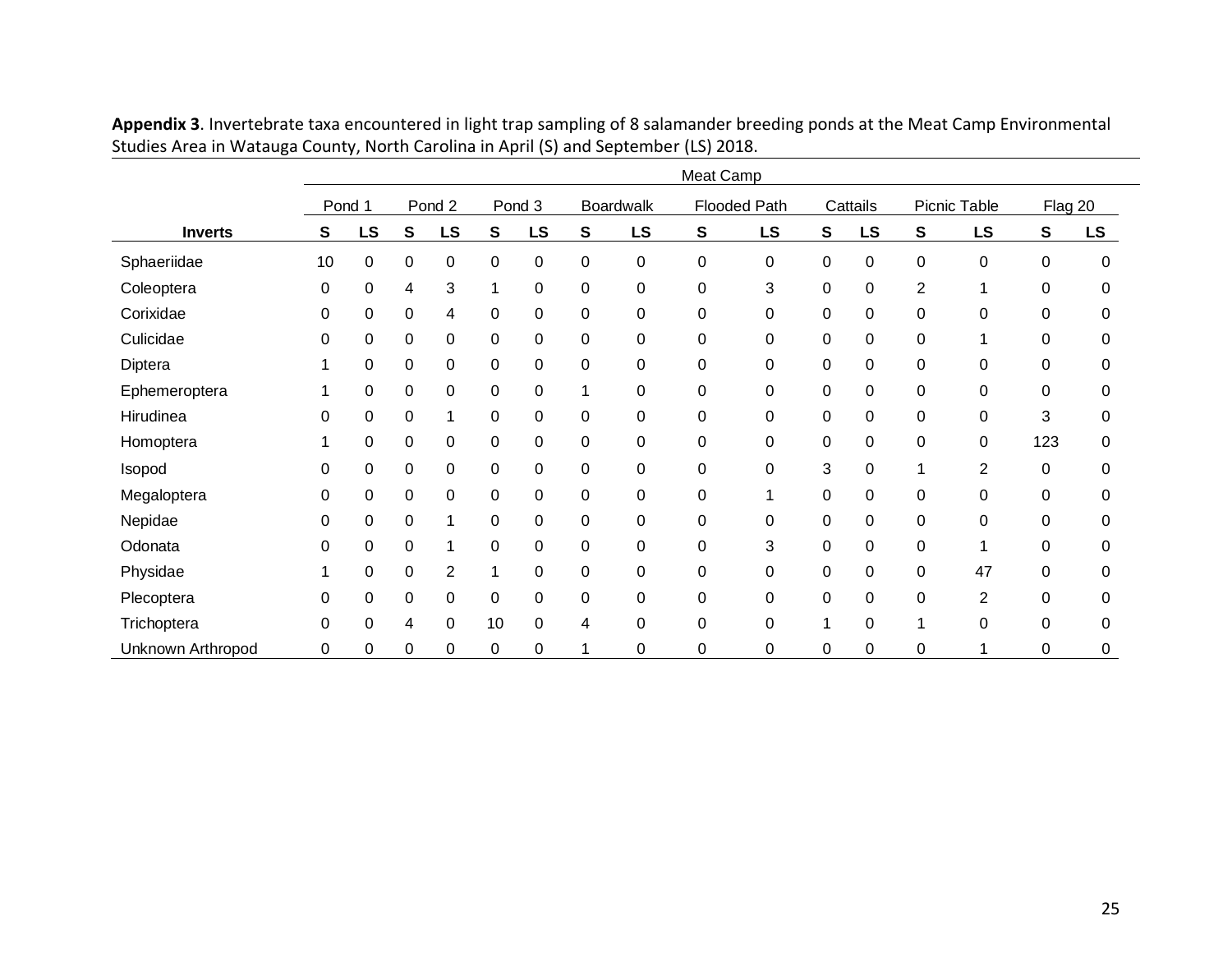**Appendix 3**. Invertebrate taxa encountered in light trap sampling of 8 salamander breeding ponds at the Meat Camp Environmental Studies Area in Watauga County, North Carolina in April (S) and September (LS) 2018.

| | Meat Camp | | | | | | | | | | | | | | | |
|---|---|---|---|---|---|---|---|---|---|---|---|---|---|---|---|---|
| | Pond 1 | | Pond 2 | | Pond 3 | | Boardwalk | | Flooded Path | | Cattails | | Picnic Table | | Flag 20 | |
| **Inverts** | **S** | **LS** | **S** | **LS** | **S** | **LS** | **S** | **LS** | **S** | **LS** | **S** | **LS** | **S** | **LS** | **S** | **LS** |
| Sphaeriidae | 10 | 0 | 0 | 0 | 0 | 0 | 0 | 0 | 0 | 0 | 0 | 0 | 0 | 0 | 0 | 0 |
| Coleoptera | 0 | 0 | 4 | 3 | 1 | 0 | 0 | 0 | 0 | 3 | 0 | 0 | 2 | 1 | 0 | 0 |
| Corixidae | 0 | 0 | 0 | 4 | 0 | 0 | 0 | 0 | 0 | 0 | 0 | 0 | 0 | 0 | 0 | 0 |
| Culicidae | 0 | 0 | 0 | 0 | 0 | 0 | 0 | 0 | 0 | 0 | 0 | 0 | 0 | 1 | 0 | 0 |
| Diptera | 1 | 0 | 0 | 0 | 0 | 0 | 0 | 0 | 0 | 0 | 0 | 0 | 0 | 0 | 0 | 0 |
| Ephemeroptera | 1 | 0 | 0 | 0 | 0 | 0 | 1 | 0 | 0 | 0 | 0 | 0 | 0 | 0 | 0 | 0 |
| Hirudinea | 0 | 0 | 0 | 1 | 0 | 0 | 0 | 0 | 0 | 0 | 0 | 0 | 0 | 0 | 3 | 0 |
| Homoptera | 1 | 0 | 0 | 0 | 0 | 0 | 0 | 0 | 0 | 0 | 0 | 0 | 0 | 0 | 123 | 0 |
| Isopod | 0 | 0 | 0 | 0 | 0 | 0 | 0 | 0 | 0 | 0 | 3 | 0 | 1 | 2 | 0 | 0 |
| Megaloptera | 0 | 0 | 0 | 0 | 0 | 0 | 0 | 0 | 0 | 1 | 0 | 0 | 0 | 0 | 0 | 0 |
| Nepidae | 0 | 0 | 0 | 1 | 0 | 0 | 0 | 0 | 0 | 0 | 0 | 0 | 0 | 0 | 0 | 0 |
| Odonata | 0 | 0 | 0 | 1 | 0 | 0 | 0 | 0 | 0 | 3 | 0 | 0 | 0 | 1 | 0 | 0 |
| Physidae | 1 | 0 | 0 | 2 | 1 | 0 | 0 | 0 | 0 | 0 | 0 | 0 | 0 | 47 | 0 | 0 |
| Plecoptera | 0 | 0 | 0 | 0 | 0 | 0 | 0 | 0 | 0 | 0 | 0 | 0 | 0 | 2 | 0 | 0 |
| Trichoptera | 0 | 0 | 4 | 0 | 10 | 0 | 4 | 0 | 0 | 0 | 1 | 0 | 1 | 0 | 0 | 0 |
| Unknown Arthropod | 0 | 0 | 0 | 0 | 0 | 0 | 1 | 0 | 0 | 0 | 0 | 0 | 0 | 1 | 0 | 0 |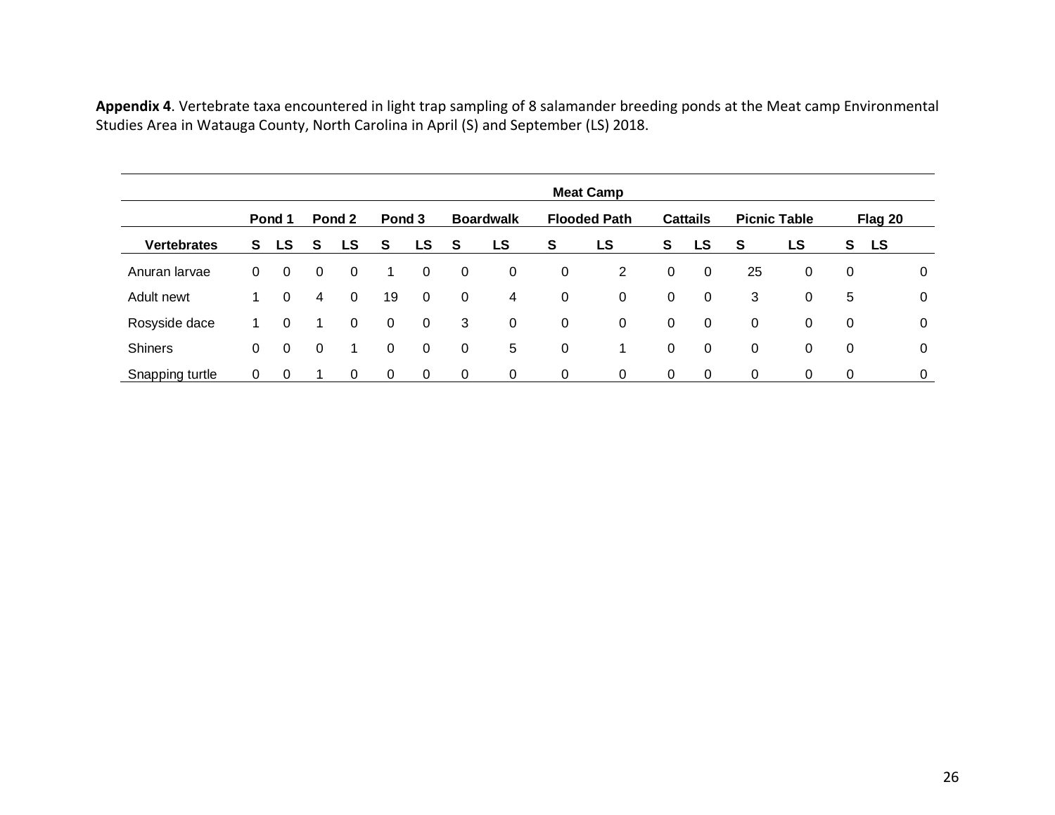**Appendix 4**. Vertebrate taxa encountered in light trap sampling of 8 salamander breeding ponds at the Meat camp Environmental Studies Area in Watauga County, North Carolina in April (S) and September (LS) 2018.

| | Meat Camp | | | | | | | | | | | | | | | |
|---|---|---|---|---|---|---|---|---|---|---|---|---|---|---|---|---|
| | Pond 1 | | Pond 2 | | Pond 3 | | Boardwalk | | Flooded Path | | Cattails | | Picnic Table | | Flag 20 | |
| **Vertebrates** | **S** | **LS** | **S** | **LS** | **S** | **LS** | **S** | **LS** | **S** | **LS** | **S** | **LS** | **S** | **LS** | **S** | **LS** |
| Anuran larvae | 0 | 0 | 0 | 0 | 1 | 0 | 0 | 0 | 0 | 2 | 0 | 0 | 25 | 0 | 0 | 0 |
| Adult newt | 1 | 0 | 4 | 0 | 19 | 0 | 0 | 4 | 0 | 0 | 0 | 0 | 3 | 0 | 5 | 0 |
| Rosyside dace | 1 | 0 | 1 | 0 | 0 | 0 | 3 | 0 | 0 | 0 | 0 | 0 | 0 | 0 | 0 | 0 |
| Shiners | 0 | 0 | 0 | 1 | 0 | 0 | 0 | 5 | 0 | 1 | 0 | 0 | 0 | 0 | 0 | 0 |
| Snapping turtle | 0 | 0 | 1 | 0 | 0 | 0 | 0 | 0 | 0 | 0 | 0 | 0 | 0 | 0 | 0 | 0 |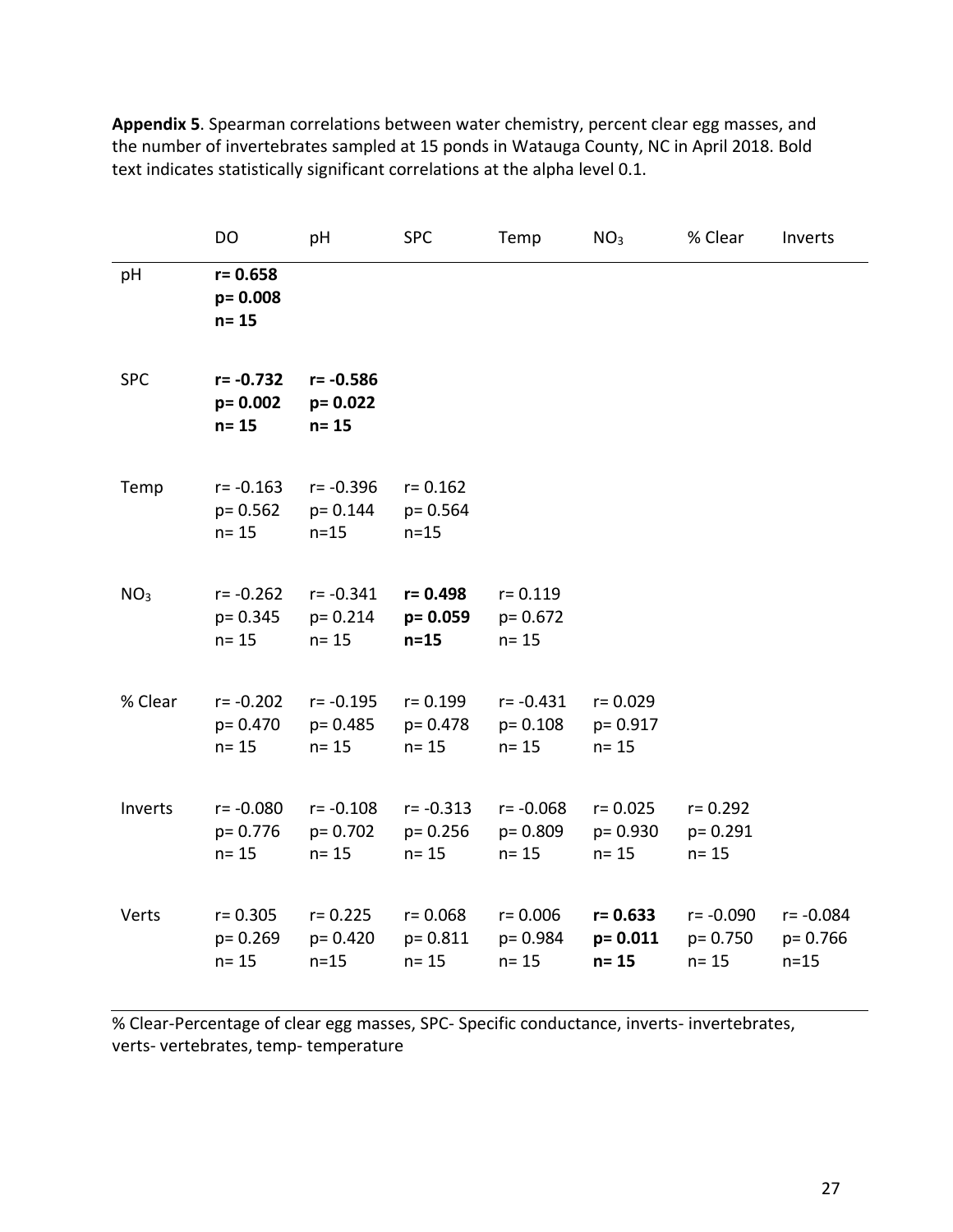**Appendix 5**. Spearman correlations between water chemistry, percent clear egg masses, and the number of invertebrates sampled at 15 ponds in Watauga County, NC in April 2018. Bold text indicates statistically significant correlations at the alpha level 0.1.

| | DO | pH | SPC | Temp | $NO_3$ | % Clear | Inverts |
|---|---|---|---|---|---|---|---|
| pH | **r= 0.658 p= 0.008 n= 15** | | | | | | |
| SPC | **r= -0.732 p= 0.002 n= 15** | **r= -0.586 p= 0.022 n= 15** | | | | | |
| Temp | r= -0.163 p= 0.562 n= 15 | r= -0.396 p= 0.144 n=15 | r= 0.162 p= 0.564 n=15 | | | | |
| $NO_3$ | r= -0.262 p= 0.345 n= 15 | r= -0.341 p= 0.214 n= 15 | **r= 0.498 p= 0.059 n=15** | r= 0.119 p= 0.672 n= 15 | | | |
| % Clear | r= -0.202 p= 0.470 n= 15 | r= -0.195 p= 0.485 n= 15 | r= 0.199 p= 0.478 n= 15 | r= -0.431 p= 0.108 n= 15 | r= 0.029 p= 0.917 n= 15 | | |
| Inverts | r= -0.080 p= 0.776 n= 15 | r= -0.108 p= 0.702 n= 15 | r= -0.313 p= 0.256 n= 15 | r= -0.068 p= 0.809 n= 15 | r= 0.025 p= 0.930 n= 15 | r= 0.292 p= 0.291 n= 15 | |
| Verts | r= 0.305 p= 0.269 n= 15 | r= 0.225 p= 0.420 n=15 | r= 0.068 p= 0.811 n= 15 | r= 0.006 p= 0.984 n= 15 | **r= 0.633 p= 0.011 n= 15** | r= -0.090 p= 0.750 n= 15 | r= -0.084 p= 0.766 n=15 |

% Clear-Percentage of clear egg masses, SPC- Specific conductance, inverts- invertebrates, verts- vertebrates, temp- temperature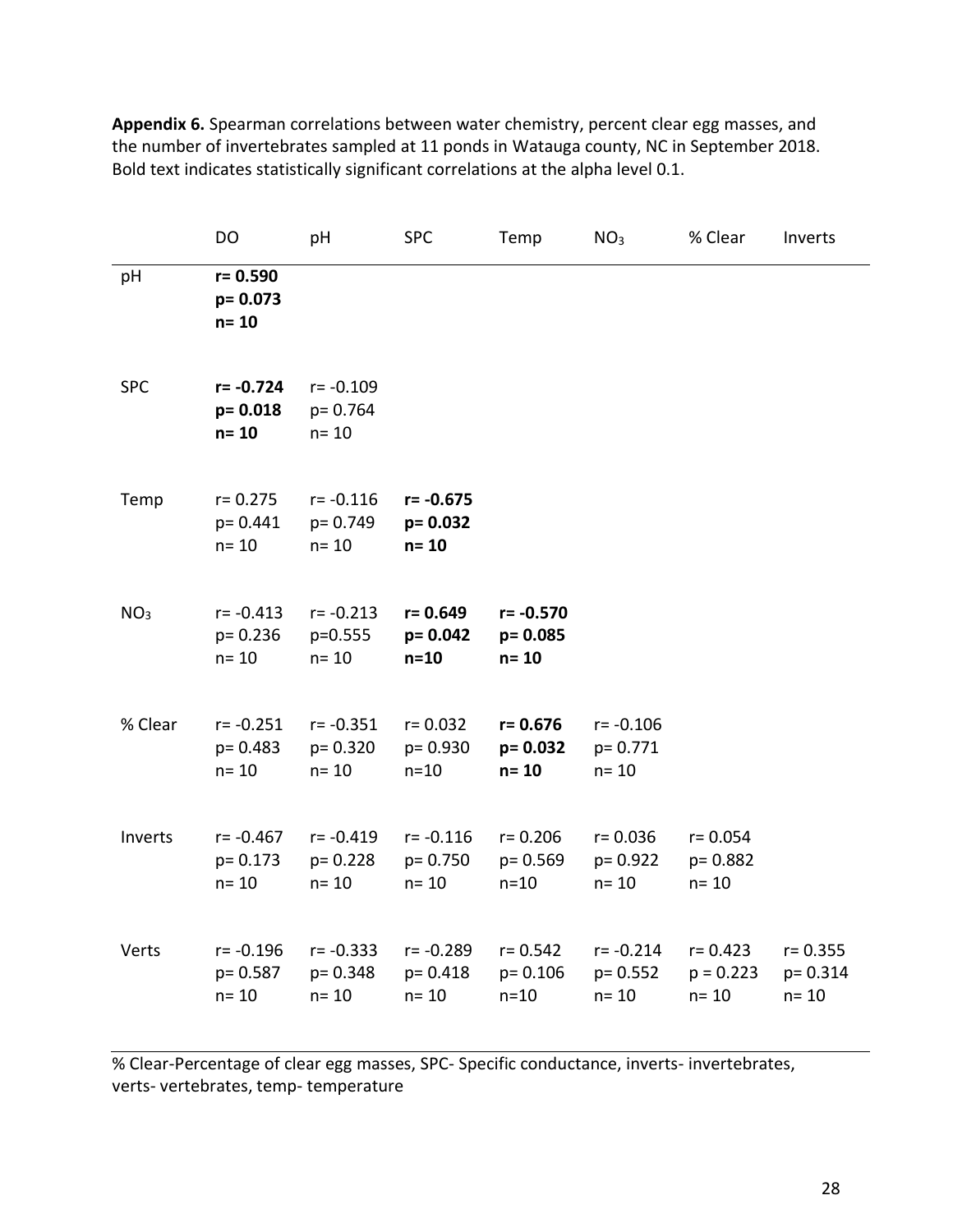**Appendix 6.** Spearman correlations between water chemistry, percent clear egg masses, and the number of invertebrates sampled at 11 ponds in Watauga county, NC in September 2018. Bold text indicates statistically significant correlations at the alpha level 0.1.

| | DO | pH | SPC | Temp | $NO_3$ | % Clear | Inverts |
|---|---|---|---|---|---|---|---|
| pH | **r= 0.590 p= 0.073 n= 10** | | | | | | |
| SPC | **r= -0.724 p= 0.018 n= 10** | r= -0.109 p= 0.764 n= 10 | | | | | |
| Temp | r= 0.275 p= 0.441 n= 10 | r= -0.116 p= 0.749 n= 10 | **r= -0.675 p= 0.032 n= 10** | | | | |
| $NO_3$ | r= -0.413 p= 0.236 n= 10 | r= -0.213 p=0.555 n= 10 | **r= 0.649 p= 0.042 n=10** | **r= -0.570 p= 0.085 n= 10** | | | |
| % Clear | r= -0.251 p= 0.483 n= 10 | r= -0.351 p= 0.320 n= 10 | r= 0.032 p= 0.930 n=10 | **r= 0.676 p= 0.032 n= 10** | r= -0.106 p= 0.771 n= 10 | | |
| Inverts | r= -0.467 p= 0.173 n= 10 | r= -0.419 p= 0.228 n= 10 | r= -0.116 p= 0.750 n= 10 | r= 0.206 p= 0.569 n=10 | r= 0.036 p= 0.922 n= 10 | r= 0.054 p= 0.882 n= 10 | |
| Verts | r= -0.196 p= 0.587 n= 10 | r= -0.333 p= 0.348 n= 10 | r= -0.289 p= 0.418 n= 10 | r= 0.542 p= 0.106 n=10 | r= -0.214 p= 0.552 n= 10 | r= 0.423 p = 0.223 n= 10 | r= 0.355 p= 0.314 n= 10 |

% Clear-Percentage of clear egg masses, SPC- Specific conductance, inverts- invertebrates, verts- vertebrates, temp- temperature